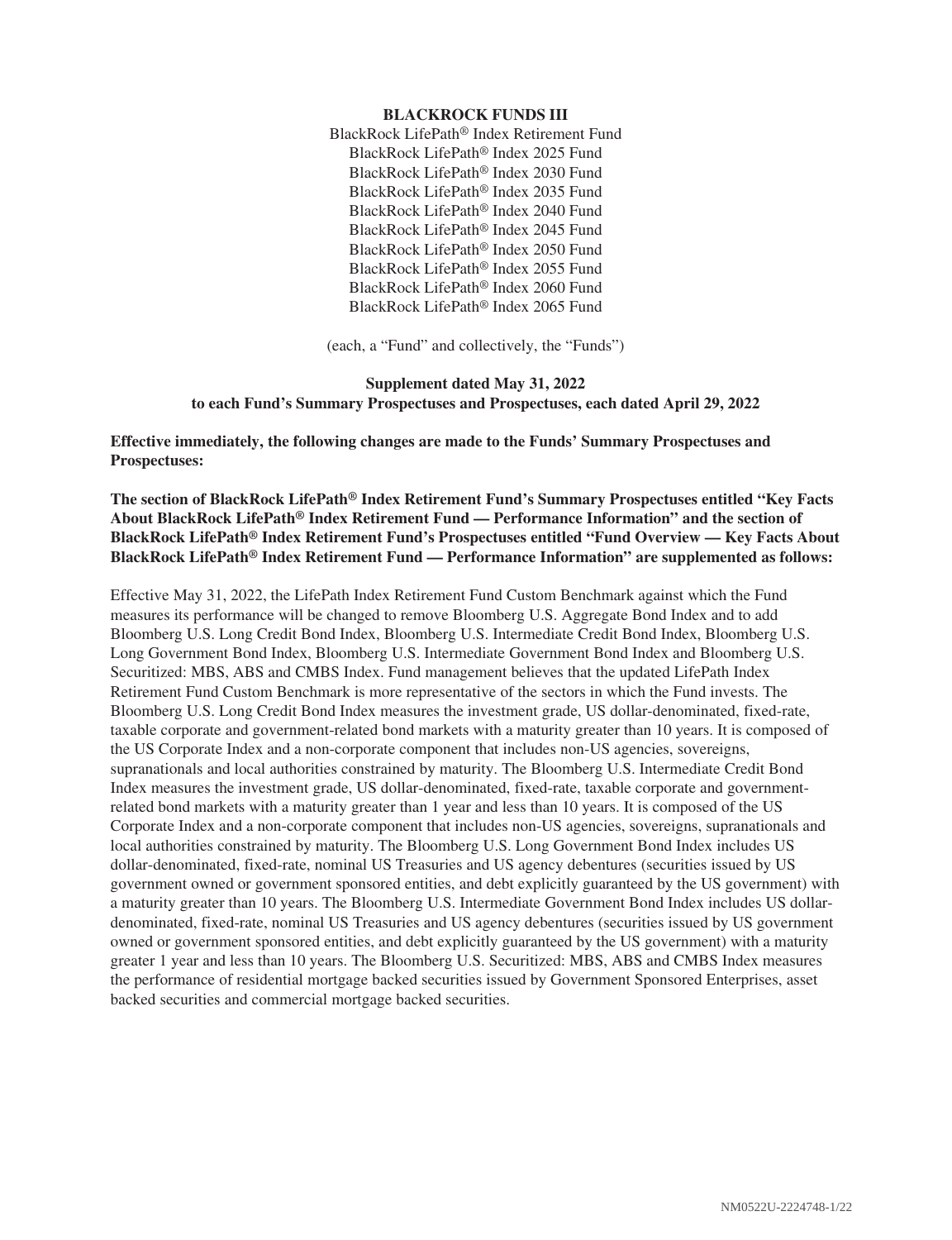**BLACKROCK FUNDS III**

BlackRock LifePath® Index Retirement Fund
BlackRock LifePath® Index 2025 Fund
BlackRock LifePath® Index 2030 Fund
BlackRock LifePath® Index 2035 Fund
BlackRock LifePath® Index 2040 Fund
BlackRock LifePath® Index 2045 Fund
BlackRock LifePath® Index 2050 Fund
BlackRock LifePath® Index 2055 Fund
BlackRock LifePath® Index 2060 Fund
BlackRock LifePath® Index 2065 Fund

(each, a "Fund" and collectively, the "Funds")

**Supplement dated May 31, 2022**
**to each Fund's Summary Prospectuses and Prospectuses, each dated April 29, 2022**

**Effective immediately, the following changes are made to the Funds' Summary Prospectuses and Prospectuses:**

**The section of BlackRock LifePath® Index Retirement Fund's Summary Prospectuses entitled "Key Facts About BlackRock LifePath® Index Retirement Fund — Performance Information" and the section of BlackRock LifePath® Index Retirement Fund's Prospectuses entitled "Fund Overview — Key Facts About BlackRock LifePath® Index Retirement Fund — Performance Information" are supplemented as follows:**

Effective May 31, 2022, the LifePath Index Retirement Fund Custom Benchmark against which the Fund measures its performance will be changed to remove Bloomberg U.S. Aggregate Bond Index and to add Bloomberg U.S. Long Credit Bond Index, Bloomberg U.S. Intermediate Credit Bond Index, Bloomberg U.S. Long Government Bond Index, Bloomberg U.S. Intermediate Government Bond Index and Bloomberg U.S. Securitized: MBS, ABS and CMBS Index. Fund management believes that the updated LifePath Index Retirement Fund Custom Benchmark is more representative of the sectors in which the Fund invests. The Bloomberg U.S. Long Credit Bond Index measures the investment grade, US dollar-denominated, fixed-rate, taxable corporate and government-related bond markets with a maturity greater than 10 years. It is composed of the US Corporate Index and a non-corporate component that includes non-US agencies, sovereigns, supranationals and local authorities constrained by maturity. The Bloomberg U.S. Intermediate Credit Bond Index measures the investment grade, US dollar-denominated, fixed-rate, taxable corporate and government-related bond markets with a maturity greater than 1 year and less than 10 years. It is composed of the US Corporate Index and a non-corporate component that includes non-US agencies, sovereigns, supranationals and local authorities constrained by maturity. The Bloomberg U.S. Long Government Bond Index includes US dollar-denominated, fixed-rate, nominal US Treasuries and US agency debentures (securities issued by US government owned or government sponsored entities, and debt explicitly guaranteed by the US government) with a maturity greater than 10 years. The Bloomberg U.S. Intermediate Government Bond Index includes US dollar-denominated, fixed-rate, nominal US Treasuries and US agency debentures (securities issued by US government owned or government sponsored entities, and debt explicitly guaranteed by the US government) with a maturity greater 1 year and less than 10 years. The Bloomberg U.S. Securitized: MBS, ABS and CMBS Index measures the performance of residential mortgage backed securities issued by Government Sponsored Enterprises, asset backed securities and commercial mortgage backed securities.

NM0522U-2224748-1/22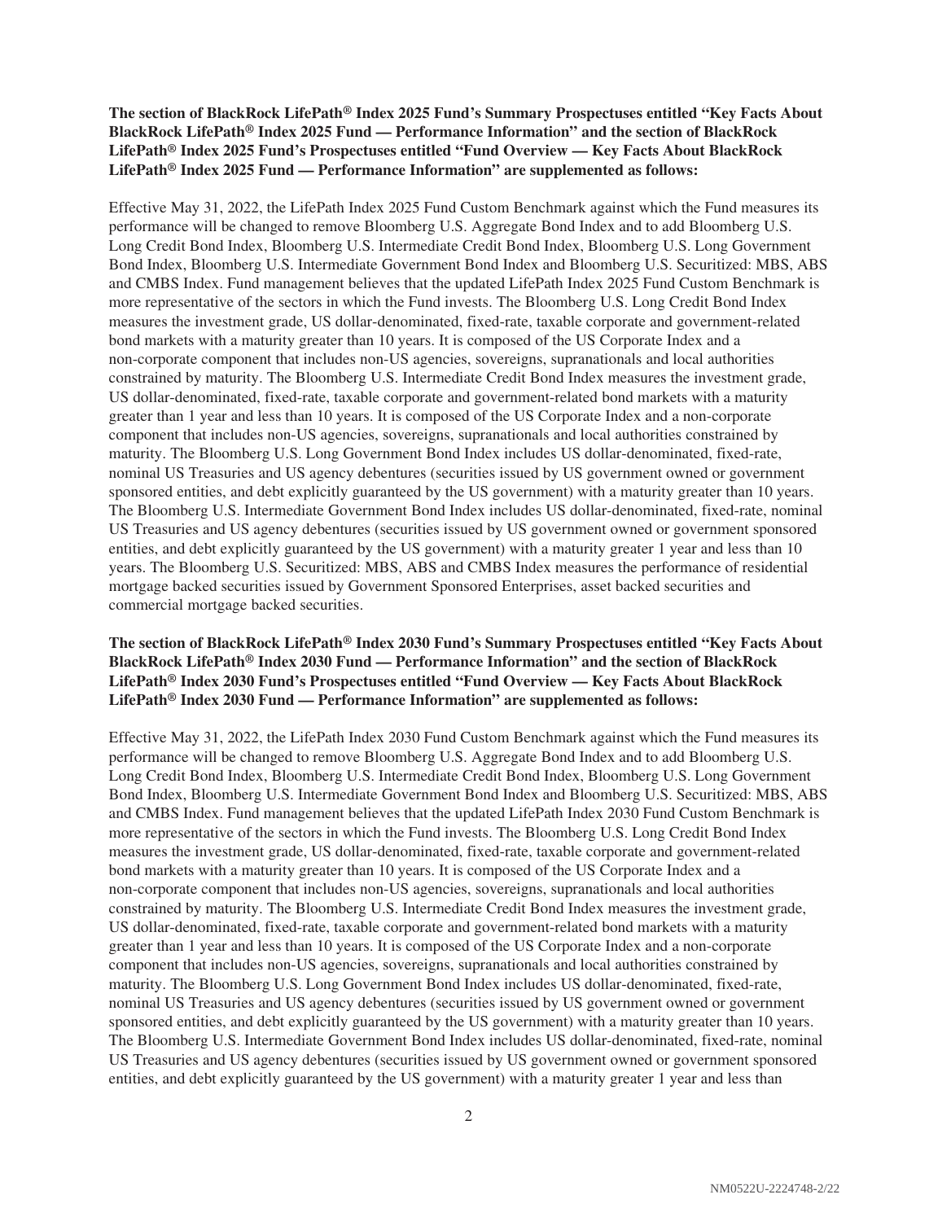**The section of BlackRock LifePath® Index 2025 Fund's Summary Prospectuses entitled "Key Facts About BlackRock LifePath® Index 2025 Fund — Performance Information" and the section of BlackRock LifePath® Index 2025 Fund's Prospectuses entitled "Fund Overview — Key Facts About BlackRock LifePath® Index 2025 Fund — Performance Information" are supplemented as follows:**

Effective May 31, 2022, the LifePath Index 2025 Fund Custom Benchmark against which the Fund measures its performance will be changed to remove Bloomberg U.S. Aggregate Bond Index and to add Bloomberg U.S. Long Credit Bond Index, Bloomberg U.S. Intermediate Credit Bond Index, Bloomberg U.S. Long Government Bond Index, Bloomberg U.S. Intermediate Government Bond Index and Bloomberg U.S. Securitized: MBS, ABS and CMBS Index. Fund management believes that the updated LifePath Index 2025 Fund Custom Benchmark is more representative of the sectors in which the Fund invests. The Bloomberg U.S. Long Credit Bond Index measures the investment grade, US dollar-denominated, fixed-rate, taxable corporate and government-related bond markets with a maturity greater than 10 years. It is composed of the US Corporate Index and a non-corporate component that includes non-US agencies, sovereigns, supranationals and local authorities constrained by maturity. The Bloomberg U.S. Intermediate Credit Bond Index measures the investment grade, US dollar-denominated, fixed-rate, taxable corporate and government-related bond markets with a maturity greater than 1 year and less than 10 years. It is composed of the US Corporate Index and a non-corporate component that includes non-US agencies, sovereigns, supranationals and local authorities constrained by maturity. The Bloomberg U.S. Long Government Bond Index includes US dollar-denominated, fixed-rate, nominal US Treasuries and US agency debentures (securities issued by US government owned or government sponsored entities, and debt explicitly guaranteed by the US government) with a maturity greater than 10 years. The Bloomberg U.S. Intermediate Government Bond Index includes US dollar-denominated, fixed-rate, nominal US Treasuries and US agency debentures (securities issued by US government owned or government sponsored entities, and debt explicitly guaranteed by the US government) with a maturity greater 1 year and less than 10 years. The Bloomberg U.S. Securitized: MBS, ABS and CMBS Index measures the performance of residential mortgage backed securities issued by Government Sponsored Enterprises, asset backed securities and commercial mortgage backed securities.

**The section of BlackRock LifePath® Index 2030 Fund's Summary Prospectuses entitled "Key Facts About BlackRock LifePath® Index 2030 Fund — Performance Information" and the section of BlackRock LifePath® Index 2030 Fund's Prospectuses entitled "Fund Overview — Key Facts About BlackRock LifePath® Index 2030 Fund — Performance Information" are supplemented as follows:**

Effective May 31, 2022, the LifePath Index 2030 Fund Custom Benchmark against which the Fund measures its performance will be changed to remove Bloomberg U.S. Aggregate Bond Index and to add Bloomberg U.S. Long Credit Bond Index, Bloomberg U.S. Intermediate Credit Bond Index, Bloomberg U.S. Long Government Bond Index, Bloomberg U.S. Intermediate Government Bond Index and Bloomberg U.S. Securitized: MBS, ABS and CMBS Index. Fund management believes that the updated LifePath Index 2030 Fund Custom Benchmark is more representative of the sectors in which the Fund invests. The Bloomberg U.S. Long Credit Bond Index measures the investment grade, US dollar-denominated, fixed-rate, taxable corporate and government-related bond markets with a maturity greater than 10 years. It is composed of the US Corporate Index and a non-corporate component that includes non-US agencies, sovereigns, supranationals and local authorities constrained by maturity. The Bloomberg U.S. Intermediate Credit Bond Index measures the investment grade, US dollar-denominated, fixed-rate, taxable corporate and government-related bond markets with a maturity greater than 1 year and less than 10 years. It is composed of the US Corporate Index and a non-corporate component that includes non-US agencies, sovereigns, supranationals and local authorities constrained by maturity. The Bloomberg U.S. Long Government Bond Index includes US dollar-denominated, fixed-rate, nominal US Treasuries and US agency debentures (securities issued by US government owned or government sponsored entities, and debt explicitly guaranteed by the US government) with a maturity greater than 10 years. The Bloomberg U.S. Intermediate Government Bond Index includes US dollar-denominated, fixed-rate, nominal US Treasuries and US agency debentures (securities issued by US government owned or government sponsored entities, and debt explicitly guaranteed by the US government) with a maturity greater 1 year and less than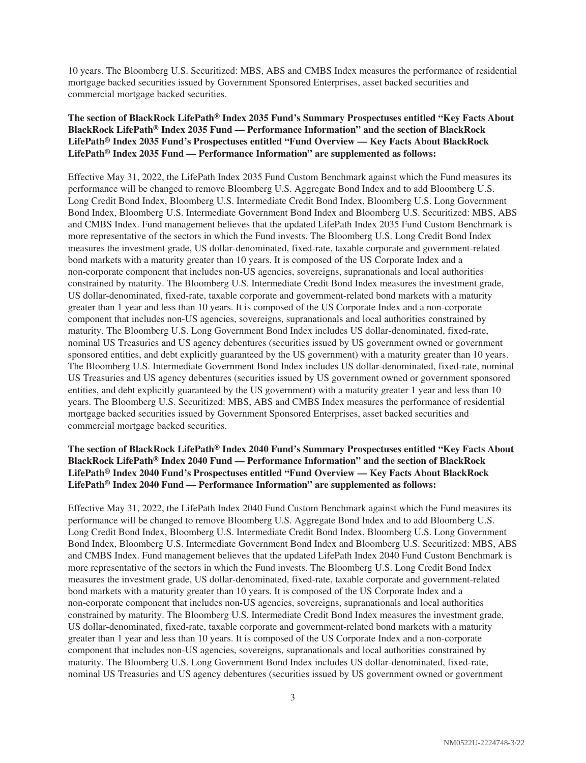10 years. The Bloomberg U.S. Securitized: MBS, ABS and CMBS Index measures the performance of residential mortgage backed securities issued by Government Sponsored Enterprises, asset backed securities and commercial mortgage backed securities.

**The section of BlackRock LifePath® Index 2035 Fund's Summary Prospectuses entitled "Key Facts About BlackRock LifePath® Index 2035 Fund — Performance Information" and the section of BlackRock LifePath® Index 2035 Fund's Prospectuses entitled "Fund Overview — Key Facts About BlackRock LifePath® Index 2035 Fund — Performance Information" are supplemented as follows:**

Effective May 31, 2022, the LifePath Index 2035 Fund Custom Benchmark against which the Fund measures its performance will be changed to remove Bloomberg U.S. Aggregate Bond Index and to add Bloomberg U.S. Long Credit Bond Index, Bloomberg U.S. Intermediate Credit Bond Index, Bloomberg U.S. Long Government Bond Index, Bloomberg U.S. Intermediate Government Bond Index and Bloomberg U.S. Securitized: MBS, ABS and CMBS Index. Fund management believes that the updated LifePath Index 2035 Fund Custom Benchmark is more representative of the sectors in which the Fund invests. The Bloomberg U.S. Long Credit Bond Index measures the investment grade, US dollar-denominated, fixed-rate, taxable corporate and government-related bond markets with a maturity greater than 10 years. It is composed of the US Corporate Index and a non-corporate component that includes non-US agencies, sovereigns, supranationals and local authorities constrained by maturity. The Bloomberg U.S. Intermediate Credit Bond Index measures the investment grade, US dollar-denominated, fixed-rate, taxable corporate and government-related bond markets with a maturity greater than 1 year and less than 10 years. It is composed of the US Corporate Index and a non-corporate component that includes non-US agencies, sovereigns, supranationals and local authorities constrained by maturity. The Bloomberg U.S. Long Government Bond Index includes US dollar-denominated, fixed-rate, nominal US Treasuries and US agency debentures (securities issued by US government owned or government sponsored entities, and debt explicitly guaranteed by the US government) with a maturity greater than 10 years. The Bloomberg U.S. Intermediate Government Bond Index includes US dollar-denominated, fixed-rate, nominal US Treasuries and US agency debentures (securities issued by US government owned or government sponsored entities, and debt explicitly guaranteed by the US government) with a maturity greater 1 year and less than 10 years. The Bloomberg U.S. Securitized: MBS, ABS and CMBS Index measures the performance of residential mortgage backed securities issued by Government Sponsored Enterprises, asset backed securities and commercial mortgage backed securities.

**The section of BlackRock LifePath® Index 2040 Fund's Summary Prospectuses entitled "Key Facts About BlackRock LifePath® Index 2040 Fund — Performance Information" and the section of BlackRock LifePath® Index 2040 Fund's Prospectuses entitled "Fund Overview — Key Facts About BlackRock LifePath® Index 2040 Fund — Performance Information" are supplemented as follows:**

Effective May 31, 2022, the LifePath Index 2040 Fund Custom Benchmark against which the Fund measures its performance will be changed to remove Bloomberg U.S. Aggregate Bond Index and to add Bloomberg U.S. Long Credit Bond Index, Bloomberg U.S. Intermediate Credit Bond Index, Bloomberg U.S. Long Government Bond Index, Bloomberg U.S. Intermediate Government Bond Index and Bloomberg U.S. Securitized: MBS, ABS and CMBS Index. Fund management believes that the updated LifePath Index 2040 Fund Custom Benchmark is more representative of the sectors in which the Fund invests. The Bloomberg U.S. Long Credit Bond Index measures the investment grade, US dollar-denominated, fixed-rate, taxable corporate and government-related bond markets with a maturity greater than 10 years. It is composed of the US Corporate Index and a non-corporate component that includes non-US agencies, sovereigns, supranationals and local authorities constrained by maturity. The Bloomberg U.S. Intermediate Credit Bond Index measures the investment grade, US dollar-denominated, fixed-rate, taxable corporate and government-related bond markets with a maturity greater than 1 year and less than 10 years. It is composed of the US Corporate Index and a non-corporate component that includes non-US agencies, sovereigns, supranationals and local authorities constrained by maturity. The Bloomberg U.S. Long Government Bond Index includes US dollar-denominated, fixed-rate, nominal US Treasuries and US agency debentures (securities issued by US government owned or government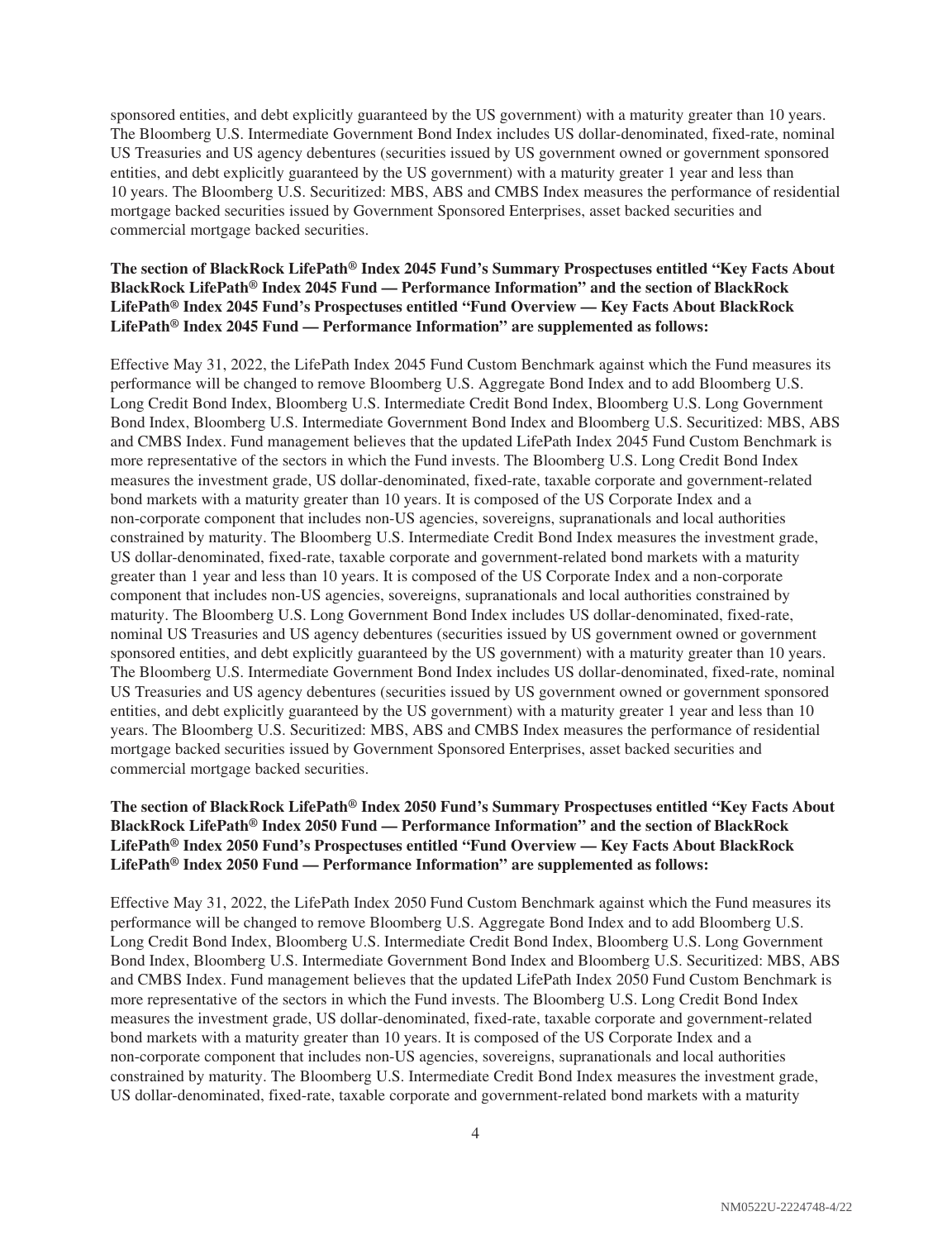sponsored entities, and debt explicitly guaranteed by the US government) with a maturity greater than 10 years. The Bloomberg U.S. Intermediate Government Bond Index includes US dollar-denominated, fixed-rate, nominal US Treasuries and US agency debentures (securities issued by US government owned or government sponsored entities, and debt explicitly guaranteed by the US government) with a maturity greater 1 year and less than 10 years. The Bloomberg U.S. Securitized: MBS, ABS and CMBS Index measures the performance of residential mortgage backed securities issued by Government Sponsored Enterprises, asset backed securities and commercial mortgage backed securities.

**The section of BlackRock LifePath® Index 2045 Fund's Summary Prospectuses entitled "Key Facts About BlackRock LifePath® Index 2045 Fund — Performance Information" and the section of BlackRock LifePath® Index 2045 Fund's Prospectuses entitled "Fund Overview — Key Facts About BlackRock LifePath® Index 2045 Fund — Performance Information" are supplemented as follows:**

Effective May 31, 2022, the LifePath Index 2045 Fund Custom Benchmark against which the Fund measures its performance will be changed to remove Bloomberg U.S. Aggregate Bond Index and to add Bloomberg U.S. Long Credit Bond Index, Bloomberg U.S. Intermediate Credit Bond Index, Bloomberg U.S. Long Government Bond Index, Bloomberg U.S. Intermediate Government Bond Index and Bloomberg U.S. Securitized: MBS, ABS and CMBS Index. Fund management believes that the updated LifePath Index 2045 Fund Custom Benchmark is more representative of the sectors in which the Fund invests. The Bloomberg U.S. Long Credit Bond Index measures the investment grade, US dollar-denominated, fixed-rate, taxable corporate and government-related bond markets with a maturity greater than 10 years. It is composed of the US Corporate Index and a non-corporate component that includes non-US agencies, sovereigns, supranationals and local authorities constrained by maturity. The Bloomberg U.S. Intermediate Credit Bond Index measures the investment grade, US dollar-denominated, fixed-rate, taxable corporate and government-related bond markets with a maturity greater than 1 year and less than 10 years. It is composed of the US Corporate Index and a non-corporate component that includes non-US agencies, sovereigns, supranationals and local authorities constrained by maturity. The Bloomberg U.S. Long Government Bond Index includes US dollar-denominated, fixed-rate, nominal US Treasuries and US agency debentures (securities issued by US government owned or government sponsored entities, and debt explicitly guaranteed by the US government) with a maturity greater than 10 years. The Bloomberg U.S. Intermediate Government Bond Index includes US dollar-denominated, fixed-rate, nominal US Treasuries and US agency debentures (securities issued by US government owned or government sponsored entities, and debt explicitly guaranteed by the US government) with a maturity greater 1 year and less than 10 years. The Bloomberg U.S. Securitized: MBS, ABS and CMBS Index measures the performance of residential mortgage backed securities issued by Government Sponsored Enterprises, asset backed securities and commercial mortgage backed securities.

**The section of BlackRock LifePath® Index 2050 Fund's Summary Prospectuses entitled "Key Facts About BlackRock LifePath® Index 2050 Fund — Performance Information" and the section of BlackRock LifePath® Index 2050 Fund's Prospectuses entitled "Fund Overview — Key Facts About BlackRock LifePath® Index 2050 Fund — Performance Information" are supplemented as follows:**

Effective May 31, 2022, the LifePath Index 2050 Fund Custom Benchmark against which the Fund measures its performance will be changed to remove Bloomberg U.S. Aggregate Bond Index and to add Bloomberg U.S. Long Credit Bond Index, Bloomberg U.S. Intermediate Credit Bond Index, Bloomberg U.S. Long Government Bond Index, Bloomberg U.S. Intermediate Government Bond Index and Bloomberg U.S. Securitized: MBS, ABS and CMBS Index. Fund management believes that the updated LifePath Index 2050 Fund Custom Benchmark is more representative of the sectors in which the Fund invests. The Bloomberg U.S. Long Credit Bond Index measures the investment grade, US dollar-denominated, fixed-rate, taxable corporate and government-related bond markets with a maturity greater than 10 years. It is composed of the US Corporate Index and a non-corporate component that includes non-US agencies, sovereigns, supranationals and local authorities constrained by maturity. The Bloomberg U.S. Intermediate Credit Bond Index measures the investment grade, US dollar-denominated, fixed-rate, taxable corporate and government-related bond markets with a maturity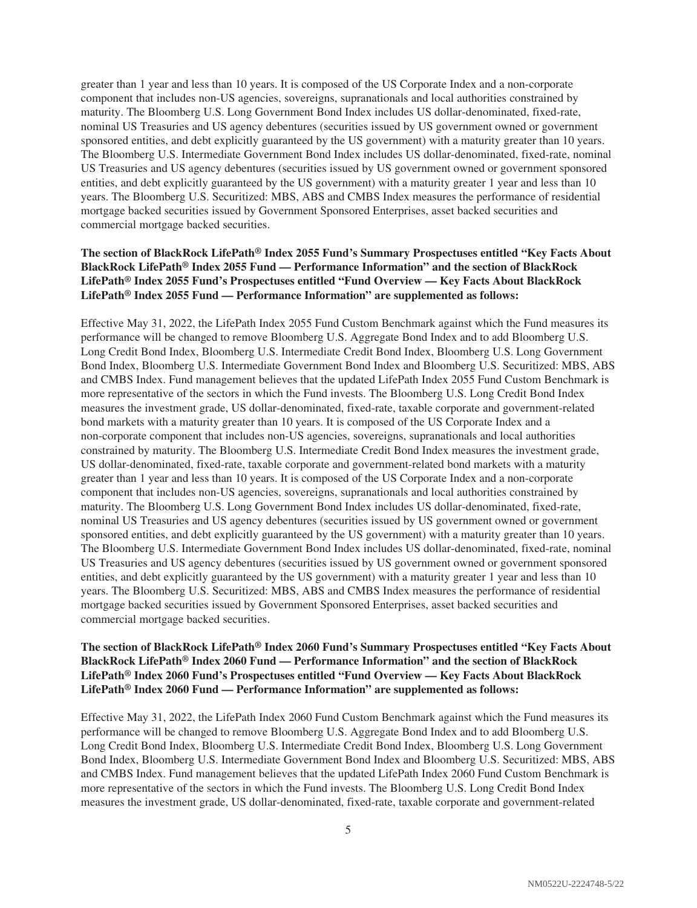greater than 1 year and less than 10 years. It is composed of the US Corporate Index and a non-corporate component that includes non-US agencies, sovereigns, supranationals and local authorities constrained by maturity. The Bloomberg U.S. Long Government Bond Index includes US dollar-denominated, fixed-rate, nominal US Treasuries and US agency debentures (securities issued by US government owned or government sponsored entities, and debt explicitly guaranteed by the US government) with a maturity greater than 10 years. The Bloomberg U.S. Intermediate Government Bond Index includes US dollar-denominated, fixed-rate, nominal US Treasuries and US agency debentures (securities issued by US government owned or government sponsored entities, and debt explicitly guaranteed by the US government) with a maturity greater 1 year and less than 10 years. The Bloomberg U.S. Securitized: MBS, ABS and CMBS Index measures the performance of residential mortgage backed securities issued by Government Sponsored Enterprises, asset backed securities and commercial mortgage backed securities.

**The section of BlackRock LifePath® Index 2055 Fund's Summary Prospectuses entitled "Key Facts About BlackRock LifePath® Index 2055 Fund — Performance Information" and the section of BlackRock LifePath® Index 2055 Fund's Prospectuses entitled "Fund Overview — Key Facts About BlackRock LifePath® Index 2055 Fund — Performance Information" are supplemented as follows:**

Effective May 31, 2022, the LifePath Index 2055 Fund Custom Benchmark against which the Fund measures its performance will be changed to remove Bloomberg U.S. Aggregate Bond Index and to add Bloomberg U.S. Long Credit Bond Index, Bloomberg U.S. Intermediate Credit Bond Index, Bloomberg U.S. Long Government Bond Index, Bloomberg U.S. Intermediate Government Bond Index and Bloomberg U.S. Securitized: MBS, ABS and CMBS Index. Fund management believes that the updated LifePath Index 2055 Fund Custom Benchmark is more representative of the sectors in which the Fund invests. The Bloomberg U.S. Long Credit Bond Index measures the investment grade, US dollar-denominated, fixed-rate, taxable corporate and government-related bond markets with a maturity greater than 10 years. It is composed of the US Corporate Index and a non-corporate component that includes non-US agencies, sovereigns, supranationals and local authorities constrained by maturity. The Bloomberg U.S. Intermediate Credit Bond Index measures the investment grade, US dollar-denominated, fixed-rate, taxable corporate and government-related bond markets with a maturity greater than 1 year and less than 10 years. It is composed of the US Corporate Index and a non-corporate component that includes non-US agencies, sovereigns, supranationals and local authorities constrained by maturity. The Bloomberg U.S. Long Government Bond Index includes US dollar-denominated, fixed-rate, nominal US Treasuries and US agency debentures (securities issued by US government owned or government sponsored entities, and debt explicitly guaranteed by the US government) with a maturity greater than 10 years. The Bloomberg U.S. Intermediate Government Bond Index includes US dollar-denominated, fixed-rate, nominal US Treasuries and US agency debentures (securities issued by US government owned or government sponsored entities, and debt explicitly guaranteed by the US government) with a maturity greater 1 year and less than 10 years. The Bloomberg U.S. Securitized: MBS, ABS and CMBS Index measures the performance of residential mortgage backed securities issued by Government Sponsored Enterprises, asset backed securities and commercial mortgage backed securities.

**The section of BlackRock LifePath® Index 2060 Fund's Summary Prospectuses entitled "Key Facts About BlackRock LifePath® Index 2060 Fund — Performance Information" and the section of BlackRock LifePath® Index 2060 Fund's Prospectuses entitled "Fund Overview — Key Facts About BlackRock LifePath® Index 2060 Fund — Performance Information" are supplemented as follows:**

Effective May 31, 2022, the LifePath Index 2060 Fund Custom Benchmark against which the Fund measures its performance will be changed to remove Bloomberg U.S. Aggregate Bond Index and to add Bloomberg U.S. Long Credit Bond Index, Bloomberg U.S. Intermediate Credit Bond Index, Bloomberg U.S. Long Government Bond Index, Bloomberg U.S. Intermediate Government Bond Index and Bloomberg U.S. Securitized: MBS, ABS and CMBS Index. Fund management believes that the updated LifePath Index 2060 Fund Custom Benchmark is more representative of the sectors in which the Fund invests. The Bloomberg U.S. Long Credit Bond Index measures the investment grade, US dollar-denominated, fixed-rate, taxable corporate and government-related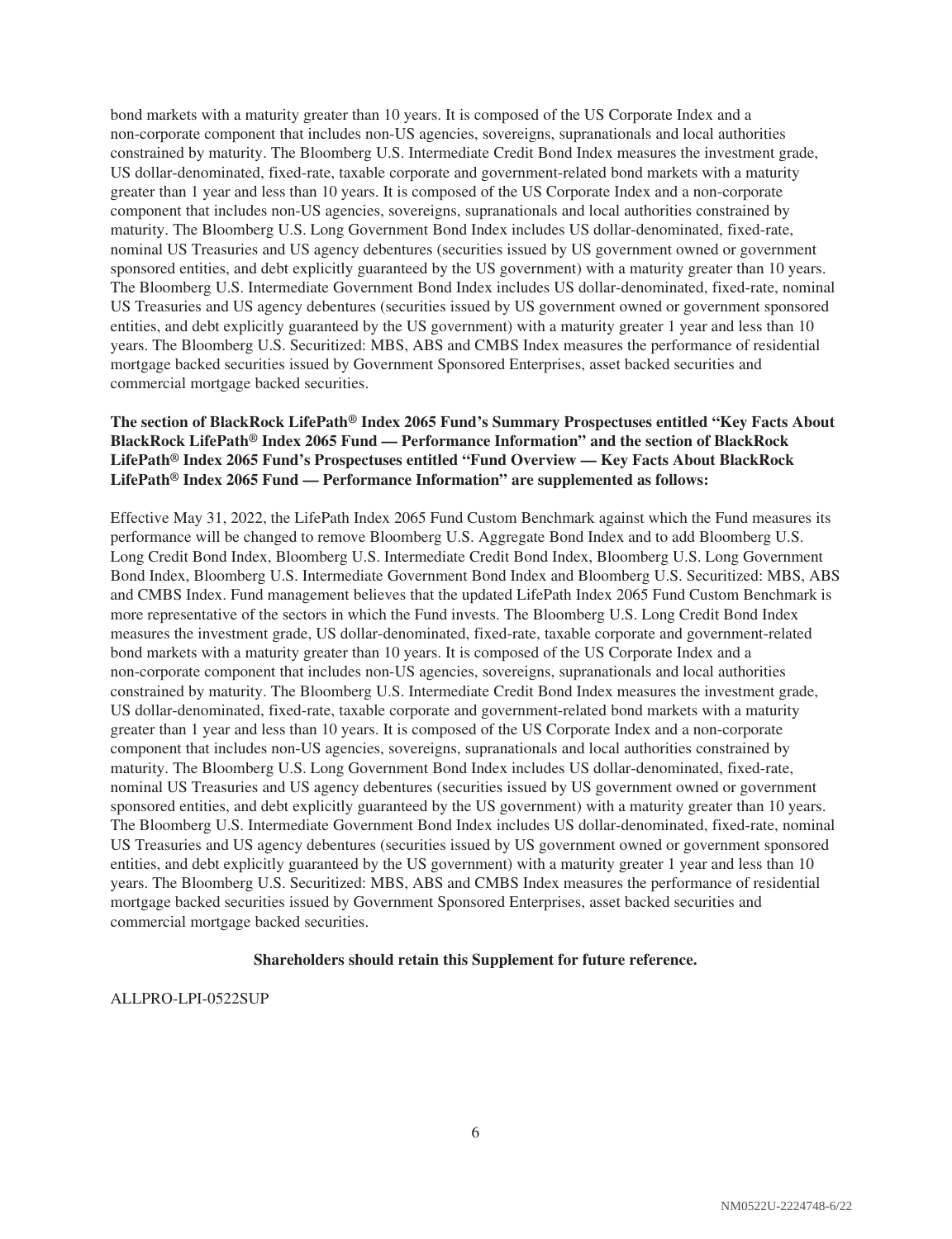bond markets with a maturity greater than 10 years. It is composed of the US Corporate Index and a non-corporate component that includes non-US agencies, sovereigns, supranationals and local authorities constrained by maturity. The Bloomberg U.S. Intermediate Credit Bond Index measures the investment grade, US dollar-denominated, fixed-rate, taxable corporate and government-related bond markets with a maturity greater than 1 year and less than 10 years. It is composed of the US Corporate Index and a non-corporate component that includes non-US agencies, sovereigns, supranationals and local authorities constrained by maturity. The Bloomberg U.S. Long Government Bond Index includes US dollar-denominated, fixed-rate, nominal US Treasuries and US agency debentures (securities issued by US government owned or government sponsored entities, and debt explicitly guaranteed by the US government) with a maturity greater than 10 years. The Bloomberg U.S. Intermediate Government Bond Index includes US dollar-denominated, fixed-rate, nominal US Treasuries and US agency debentures (securities issued by US government owned or government sponsored entities, and debt explicitly guaranteed by the US government) with a maturity greater 1 year and less than 10 years. The Bloomberg U.S. Securitized: MBS, ABS and CMBS Index measures the performance of residential mortgage backed securities issued by Government Sponsored Enterprises, asset backed securities and commercial mortgage backed securities.

**The section of BlackRock LifePath® Index 2065 Fund's Summary Prospectuses entitled "Key Facts About BlackRock LifePath® Index 2065 Fund — Performance Information" and the section of BlackRock LifePath® Index 2065 Fund's Prospectuses entitled "Fund Overview — Key Facts About BlackRock LifePath® Index 2065 Fund — Performance Information" are supplemented as follows:**

Effective May 31, 2022, the LifePath Index 2065 Fund Custom Benchmark against which the Fund measures its performance will be changed to remove Bloomberg U.S. Aggregate Bond Index and to add Bloomberg U.S. Long Credit Bond Index, Bloomberg U.S. Intermediate Credit Bond Index, Bloomberg U.S. Long Government Bond Index, Bloomberg U.S. Intermediate Government Bond Index and Bloomberg U.S. Securitized: MBS, ABS and CMBS Index. Fund management believes that the updated LifePath Index 2065 Fund Custom Benchmark is more representative of the sectors in which the Fund invests. The Bloomberg U.S. Long Credit Bond Index measures the investment grade, US dollar-denominated, fixed-rate, taxable corporate and government-related bond markets with a maturity greater than 10 years. It is composed of the US Corporate Index and a non-corporate component that includes non-US agencies, sovereigns, supranationals and local authorities constrained by maturity. The Bloomberg U.S. Intermediate Credit Bond Index measures the investment grade, US dollar-denominated, fixed-rate, taxable corporate and government-related bond markets with a maturity greater than 1 year and less than 10 years. It is composed of the US Corporate Index and a non-corporate component that includes non-US agencies, sovereigns, supranationals and local authorities constrained by maturity. The Bloomberg U.S. Long Government Bond Index includes US dollar-denominated, fixed-rate, nominal US Treasuries and US agency debentures (securities issued by US government owned or government sponsored entities, and debt explicitly guaranteed by the US government) with a maturity greater than 10 years. The Bloomberg U.S. Intermediate Government Bond Index includes US dollar-denominated, fixed-rate, nominal US Treasuries and US agency debentures (securities issued by US government owned or government sponsored entities, and debt explicitly guaranteed by the US government) with a maturity greater 1 year and less than 10 years. The Bloomberg U.S. Securitized: MBS, ABS and CMBS Index measures the performance of residential mortgage backed securities issued by Government Sponsored Enterprises, asset backed securities and commercial mortgage backed securities.

**Shareholders should retain this Supplement for future reference.**

ALLPRO-LPI-0522SUP

NM0522U-2224748-6/22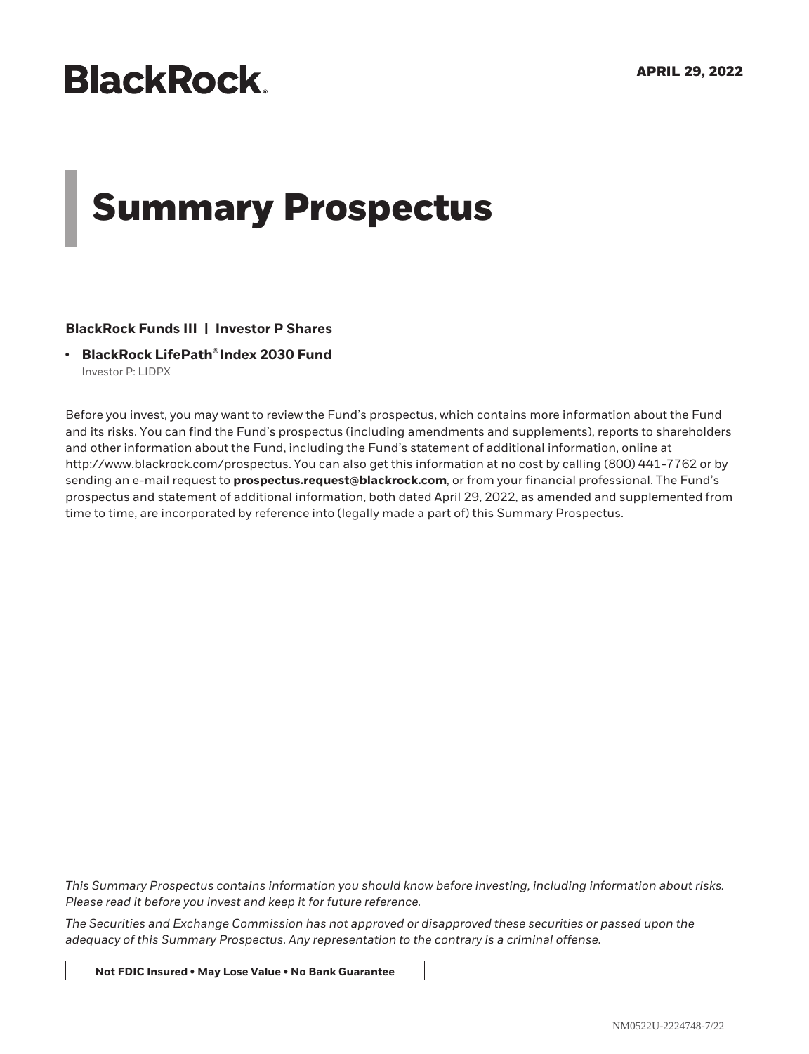BlackRock.

**APRIL 29, 2022**

# Summary Prospectus

**BlackRock Funds III | Investor P Shares**

- **BlackRock LifePath® Index 2030 Fund**
  Investor P: LIDPX

Before you invest, you may want to review the Fund's prospectus, which contains more information about the Fund and its risks. You can find the Fund's prospectus (including amendments and supplements), reports to shareholders and other information about the Fund, including the Fund's statement of additional information, online at http://www.blackrock.com/prospectus. You can also get this information at no cost by calling (800) 441-7762 or by sending an e-mail request to **prospectus.request@blackrock.com**, or from your financial professional. The Fund's prospectus and statement of additional information, both dated April 29, 2022, as amended and supplemented from time to time, are incorporated by reference into (legally made a part of) this Summary Prospectus.

*This Summary Prospectus contains information you should know before investing, including information about risks. Please read it before you invest and keep it for future reference.*

*The Securities and Exchange Commission has not approved or disapproved these securities or passed upon the adequacy of this Summary Prospectus. Any representation to the contrary is a criminal offense.*

**Not FDIC Insured • May Lose Value • No Bank Guarantee**

NM0522U-2224748-7/22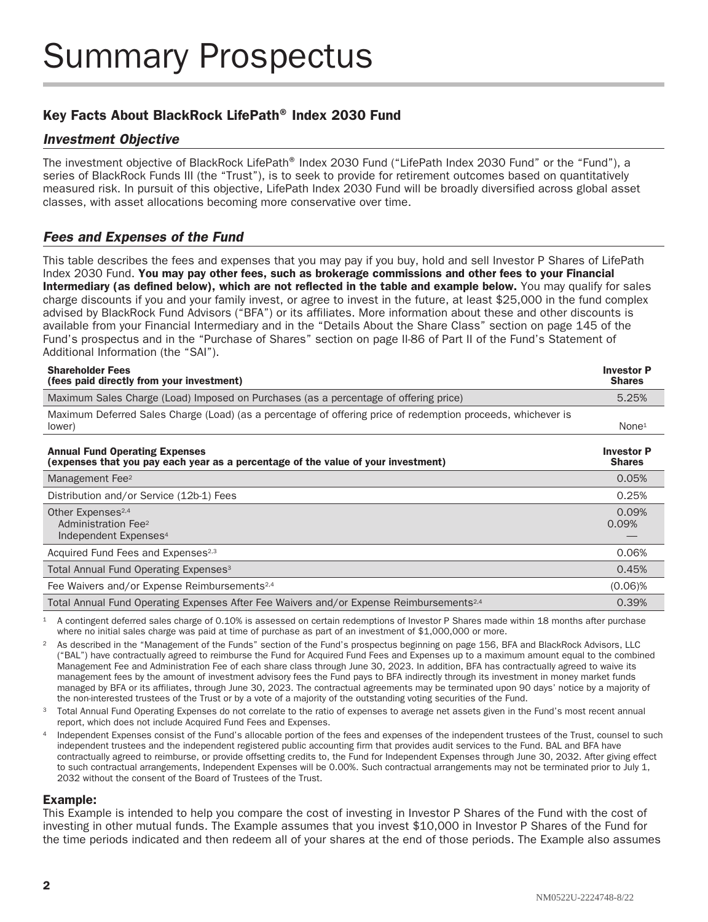# Summary Prospectus

## Key Facts About BlackRock LifePath® Index 2030 Fund

### *Investment Objective*

The investment objective of BlackRock LifePath® Index 2030 Fund ("LifePath Index 2030 Fund" or the "Fund"), a series of BlackRock Funds III (the "Trust"), is to seek to provide for retirement outcomes based on quantitatively measured risk. In pursuit of this objective, LifePath Index 2030 Fund will be broadly diversified across global asset classes, with asset allocations becoming more conservative over time.

### *Fees and Expenses of the Fund*

This table describes the fees and expenses that you may pay if you buy, hold and sell Investor P Shares of LifePath Index 2030 Fund. **You may pay other fees, such as brokerage commissions and other fees to your Financial Intermediary (as defined below), which are not reflected in the table and example below.** You may qualify for sales charge discounts if you and your family invest, or agree to invest in the future, at least $25,000 in the fund complex advised by BlackRock Fund Advisors ("BFA") or its affiliates. More information about these and other discounts is available from your Financial Intermediary and in the "Details About the Share Class" section on page 145 of the Fund's prospectus and in the "Purchase of Shares" section on page II-86 of Part II of the Fund's Statement of Additional Information (the "SAI").

| **Shareholder Fees (fees paid directly from your investment)** | **Investor P Shares** |
|---|---|
| Maximum Sales Charge (Load) Imposed on Purchases (as a percentage of offering price) | 5.25% |
| Maximum Deferred Sales Charge (Load) (as a percentage of offering price of redemption proceeds, whichever is lower) | None[1] |

| **Annual Fund Operating Expenses (expenses that you pay each year as a percentage of the value of your investment)** | **Investor P Shares** |
|---|---|
| Management Fee[2] | 0.05% |
| Distribution and/or Service (12b-1) Fees | 0.25% |
| Other Expenses[2,4] | 0.09% |
| Administration Fee[2] | 0.09% |
| Independent Expenses[4] | — |
| Acquired Fund Fees and Expenses[2,3] | 0.06% |
| Total Annual Fund Operating Expenses[3] | 0.45% |
| Fee Waivers and/or Expense Reimbursements[2,4] | (0.06)% |
| Total Annual Fund Operating Expenses After Fee Waivers and/or Expense Reimbursements[2,4] | 0.39% |

[1] A contingent deferred sales charge of 0.10% is assessed on certain redemptions of Investor P Shares made within 18 months after purchase where no initial sales charge was paid at time of purchase as part of an investment of $1,000,000 or more.

[2] As described in the "Management of the Funds" section of the Fund's prospectus beginning on page 156, BFA and BlackRock Advisors, LLC ("BAL") have contractually agreed to reimburse the Fund for Acquired Fund Fees and Expenses up to a maximum amount equal to the combined Management Fee and Administration Fee of each share class through June 30, 2023. In addition, BFA has contractually agreed to waive its management fees by the amount of investment advisory fees the Fund pays to BFA indirectly through its investment in money market funds managed by BFA or its affiliates, through June 30, 2023. The contractual agreements may be terminated upon 90 days' notice by a majority of the non-interested trustees of the Trust or by a vote of a majority of the outstanding voting securities of the Fund.

[3] Total Annual Fund Operating Expenses do not correlate to the ratio of expenses to average net assets given in the Fund's most recent annual report, which does not include Acquired Fund Fees and Expenses.

[4] Independent Expenses consist of the Fund's allocable portion of the fees and expenses of the independent trustees of the Trust, counsel to such independent trustees and the independent registered public accounting firm that provides audit services to the Fund. BAL and BFA have contractually agreed to reimburse, or provide offsetting credits to, the Fund for Independent Expenses through June 30, 2032. After giving effect to such contractual arrangements, Independent Expenses will be 0.00%. Such contractual arrangements may not be terminated prior to July 1, 2032 without the consent of the Board of Trustees of the Trust.

#### Example:

This Example is intended to help you compare the cost of investing in Investor P Shares of the Fund with the cost of investing in other mutual funds. The Example assumes that you invest $10,000 in Investor P Shares of the Fund for the time periods indicated and then redeem all of your shares at the end of those periods. The Example also assumes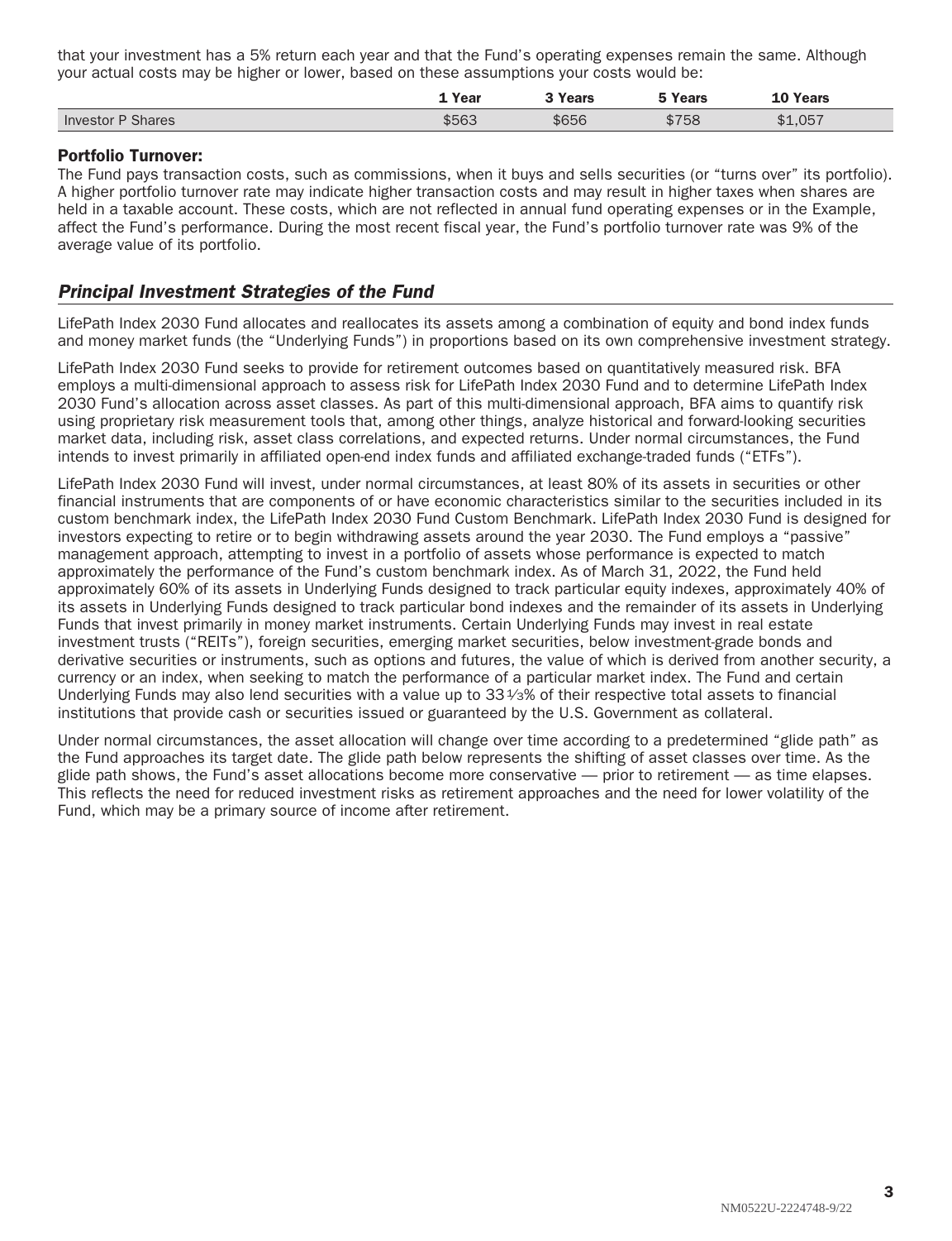that your investment has a 5% return each year and that the Fund's operating expenses remain the same. Although your actual costs may be higher or lower, based on these assumptions your costs would be:

| | 1 Year | 3 Years | 5 Years | 10 Years |
|---|---|---|---|---|
| Investor P Shares | $563 | $656 | $758 | $1,057 |

**Portfolio Turnover:**

The Fund pays transaction costs, such as commissions, when it buys and sells securities (or "turns over" its portfolio). A higher portfolio turnover rate may indicate higher transaction costs and may result in higher taxes when shares are held in a taxable account. These costs, which are not reflected in annual fund operating expenses or in the Example, affect the Fund's performance. During the most recent fiscal year, the Fund's portfolio turnover rate was 9% of the average value of its portfolio.

## *Principal Investment Strategies of the Fund*

LifePath Index 2030 Fund allocates and reallocates its assets among a combination of equity and bond index funds and money market funds (the "Underlying Funds") in proportions based on its own comprehensive investment strategy.

LifePath Index 2030 Fund seeks to provide for retirement outcomes based on quantitatively measured risk. BFA employs a multi-dimensional approach to assess risk for LifePath Index 2030 Fund and to determine LifePath Index 2030 Fund's allocation across asset classes. As part of this multi-dimensional approach, BFA aims to quantify risk using proprietary risk measurement tools that, among other things, analyze historical and forward-looking securities market data, including risk, asset class correlations, and expected returns. Under normal circumstances, the Fund intends to invest primarily in affiliated open-end index funds and affiliated exchange-traded funds ("ETFs").

LifePath Index 2030 Fund will invest, under normal circumstances, at least 80% of its assets in securities or other financial instruments that are components of or have economic characteristics similar to the securities included in its custom benchmark index, the LifePath Index 2030 Fund Custom Benchmark. LifePath Index 2030 Fund is designed for investors expecting to retire or to begin withdrawing assets around the year 2030. The Fund employs a "passive" management approach, attempting to invest in a portfolio of assets whose performance is expected to match approximately the performance of the Fund's custom benchmark index. As of March 31, 2022, the Fund held approximately 60% of its assets in Underlying Funds designed to track particular equity indexes, approximately 40% of its assets in Underlying Funds designed to track particular bond indexes and the remainder of its assets in Underlying Funds that invest primarily in money market instruments. Certain Underlying Funds may invest in real estate investment trusts ("REITs"), foreign securities, emerging market securities, below investment-grade bonds and derivative securities or instruments, such as options and futures, the value of which is derived from another security, a currency or an index, when seeking to match the performance of a particular market index. The Fund and certain Underlying Funds may also lend securities with a value up to 33⅓% of their respective total assets to financial institutions that provide cash or securities issued or guaranteed by the U.S. Government as collateral.

Under normal circumstances, the asset allocation will change over time according to a predetermined "glide path" as the Fund approaches its target date. The glide path below represents the shifting of asset classes over time. As the glide path shows, the Fund's asset allocations become more conservative — prior to retirement — as time elapses. This reflects the need for reduced investment risks as retirement approaches and the need for lower volatility of the Fund, which may be a primary source of income after retirement.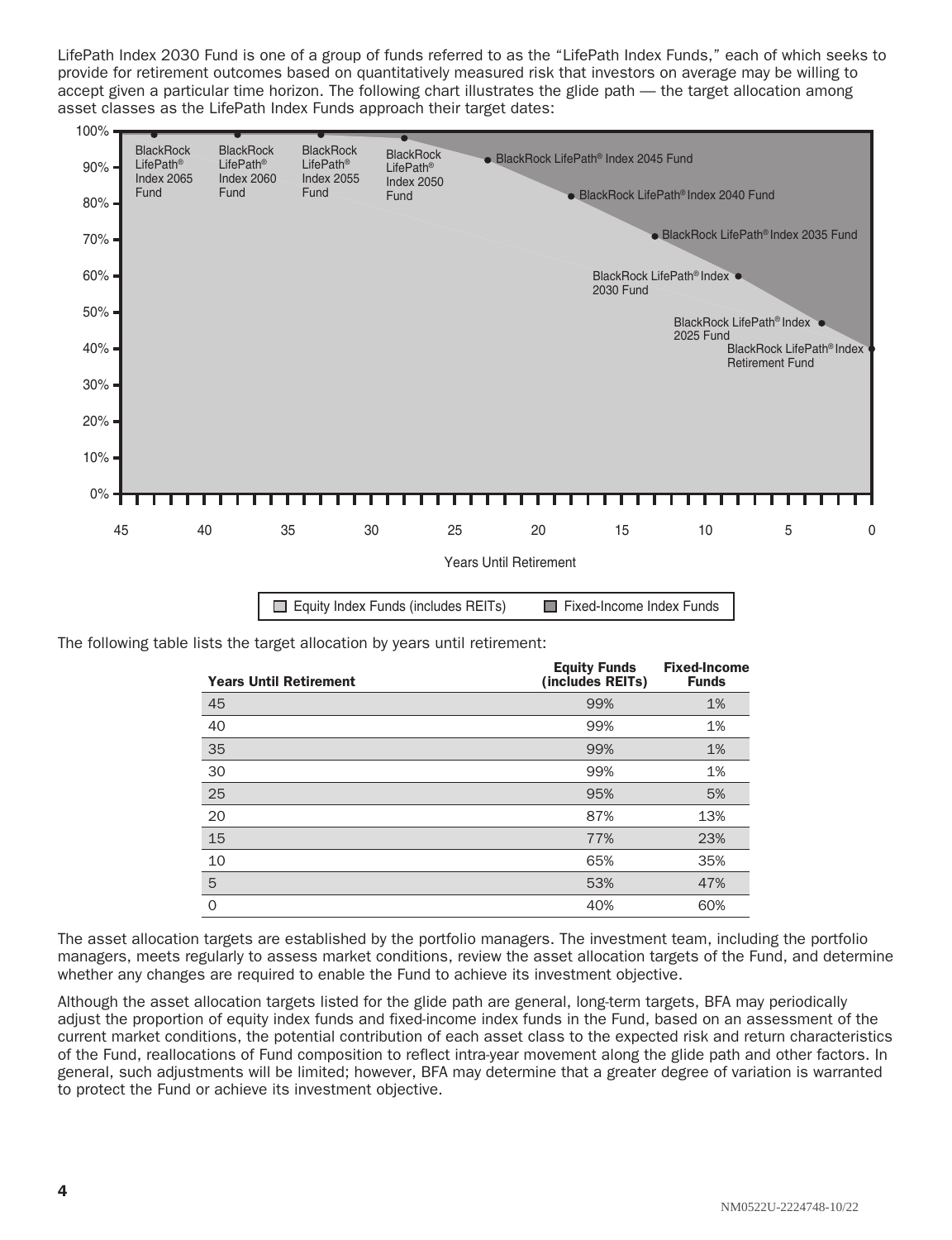LifePath Index 2030 Fund is one of a group of funds referred to as the "LifePath Index Funds," each of which seeks to provide for retirement outcomes based on quantitatively measured risk that investors on average may be willing to accept given a particular time horizon. The following chart illustrates the glide path — the target allocation among asset classes as the LifePath Index Funds approach their target dates:

The following table lists the target allocation by years until retirement:

| Years Until Retirement | Equity Funds (includes REITs) | Fixed-Income Funds |
|---|---|---|
| 45 | 99% | 1% |
| 40 | 99% | 1% |
| 35 | 99% | 1% |
| 30 | 99% | 1% |
| 25 | 95% | 5% |
| 20 | 87% | 13% |
| 15 | 77% | 23% |
| 10 | 65% | 35% |
| 5 | 53% | 47% |
| 0 | 40% | 60% |

The asset allocation targets are established by the portfolio managers. The investment team, including the portfolio managers, meets regularly to assess market conditions, review the asset allocation targets of the Fund, and determine whether any changes are required to enable the Fund to achieve its investment objective.

Although the asset allocation targets listed for the glide path are general, long-term targets, BFA may periodically adjust the proportion of equity index funds and fixed-income index funds in the Fund, based on an assessment of the current market conditions, the potential contribution of each asset class to the expected risk and return characteristics of the Fund, reallocations of Fund composition to reflect intra-year movement along the glide path and other factors. In general, such adjustments will be limited; however, BFA may determine that a greater degree of variation is warranted to protect the Fund or achieve its investment objective.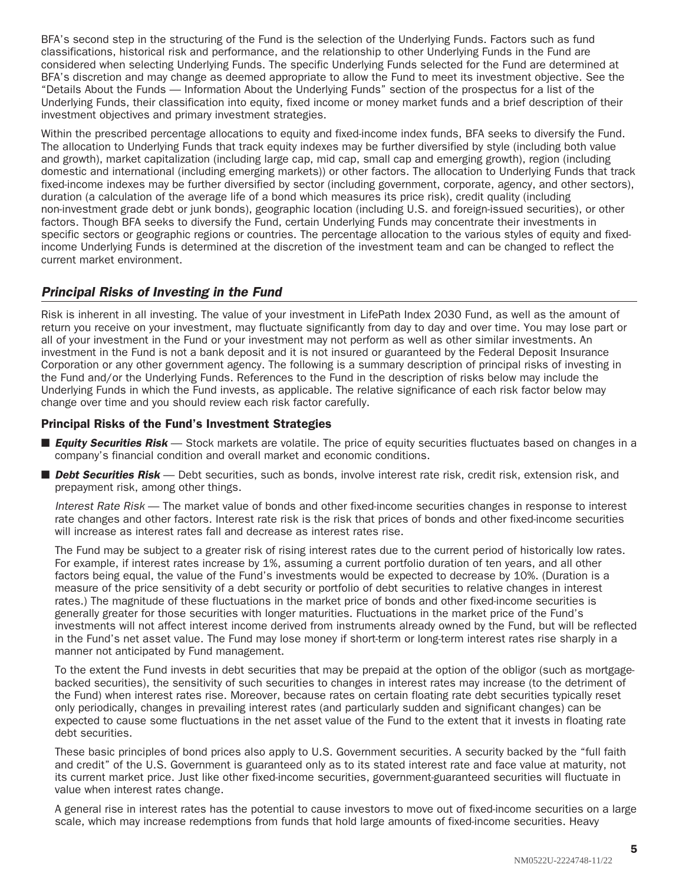BFA's second step in the structuring of the Fund is the selection of the Underlying Funds. Factors such as fund classifications, historical risk and performance, and the relationship to other Underlying Funds in the Fund are considered when selecting Underlying Funds. The specific Underlying Funds selected for the Fund are determined at BFA's discretion and may change as deemed appropriate to allow the Fund to meet its investment objective. See the "Details About the Funds — Information About the Underlying Funds" section of the prospectus for a list of the Underlying Funds, their classification into equity, fixed income or money market funds and a brief description of their investment objectives and primary investment strategies.

Within the prescribed percentage allocations to equity and fixed-income index funds, BFA seeks to diversify the Fund. The allocation to Underlying Funds that track equity indexes may be further diversified by style (including both value and growth), market capitalization (including large cap, mid cap, small cap and emerging growth), region (including domestic and international (including emerging markets)) or other factors. The allocation to Underlying Funds that track fixed-income indexes may be further diversified by sector (including government, corporate, agency, and other sectors), duration (a calculation of the average life of a bond which measures its price risk), credit quality (including non-investment grade debt or junk bonds), geographic location (including U.S. and foreign-issued securities), or other factors. Though BFA seeks to diversify the Fund, certain Underlying Funds may concentrate their investments in specific sectors or geographic regions or countries. The percentage allocation to the various styles of equity and fixed-income Underlying Funds is determined at the discretion of the investment team and can be changed to reflect the current market environment.

## *Principal Risks of Investing in the Fund*

Risk is inherent in all investing. The value of your investment in LifePath Index 2030 Fund, as well as the amount of return you receive on your investment, may fluctuate significantly from day to day and over time. You may lose part or all of your investment in the Fund or your investment may not perform as well as other similar investments. An investment in the Fund is not a bank deposit and it is not insured or guaranteed by the Federal Deposit Insurance Corporation or any other government agency. The following is a summary description of principal risks of investing in the Fund and/or the Underlying Funds. References to the Fund in the description of risks below may include the Underlying Funds in which the Fund invests, as applicable. The relative significance of each risk factor below may change over time and you should review each risk factor carefully.

### Principal Risks of the Fund's Investment Strategies

- ***Equity Securities Risk*** — Stock markets are volatile. The price of equity securities fluctuates based on changes in a company's financial condition and overall market and economic conditions.
- ***Debt Securities Risk*** — Debt securities, such as bonds, involve interest rate risk, credit risk, extension risk, and prepayment risk, among other things.

  *Interest Rate Risk* — The market value of bonds and other fixed-income securities changes in response to interest rate changes and other factors. Interest rate risk is the risk that prices of bonds and other fixed-income securities will increase as interest rates fall and decrease as interest rates rise.

  The Fund may be subject to a greater risk of rising interest rates due to the current period of historically low rates. For example, if interest rates increase by 1%, assuming a current portfolio duration of ten years, and all other factors being equal, the value of the Fund's investments would be expected to decrease by 10%. (Duration is a measure of the price sensitivity of a debt security or portfolio of debt securities to relative changes in interest rates.) The magnitude of these fluctuations in the market price of bonds and other fixed-income securities is generally greater for those securities with longer maturities. Fluctuations in the market price of the Fund's investments will not affect interest income derived from instruments already owned by the Fund, but will be reflected in the Fund's net asset value. The Fund may lose money if short-term or long-term interest rates rise sharply in a manner not anticipated by Fund management.

  To the extent the Fund invests in debt securities that may be prepaid at the option of the obligor (such as mortgage-backed securities), the sensitivity of such securities to changes in interest rates may increase (to the detriment of the Fund) when interest rates rise. Moreover, because rates on certain floating rate debt securities typically reset only periodically, changes in prevailing interest rates (and particularly sudden and significant changes) can be expected to cause some fluctuations in the net asset value of the Fund to the extent that it invests in floating rate debt securities.

  These basic principles of bond prices also apply to U.S. Government securities. A security backed by the "full faith and credit" of the U.S. Government is guaranteed only as to its stated interest rate and face value at maturity, not its current market price. Just like other fixed-income securities, government-guaranteed securities will fluctuate in value when interest rates change.

  A general rise in interest rates has the potential to cause investors to move out of fixed-income securities on a large scale, which may increase redemptions from funds that hold large amounts of fixed-income securities. Heavy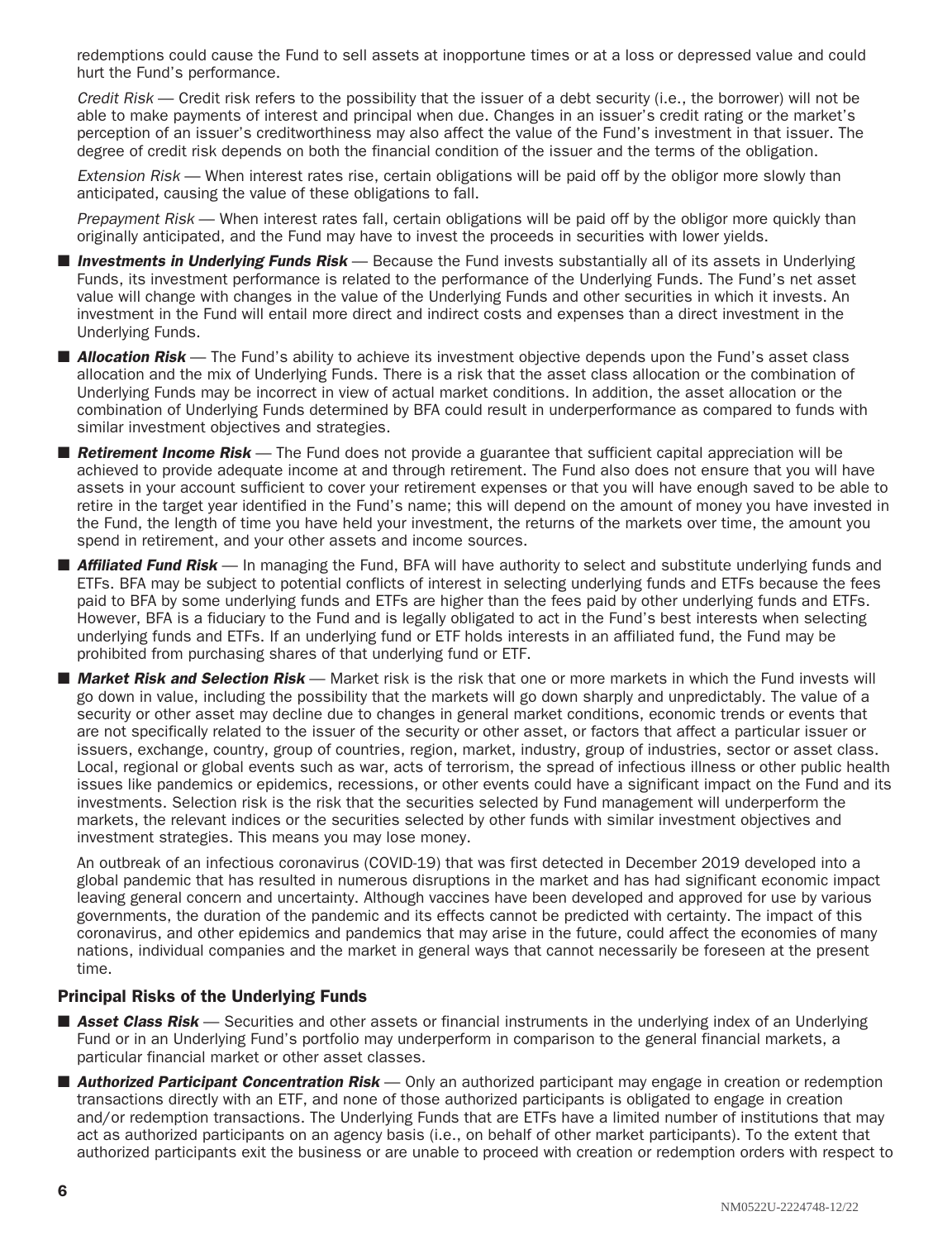redemptions could cause the Fund to sell assets at inopportune times or at a loss or depressed value and could hurt the Fund's performance.

*Credit Risk* — Credit risk refers to the possibility that the issuer of a debt security (i.e., the borrower) will not be able to make payments of interest and principal when due. Changes in an issuer's credit rating or the market's perception of an issuer's creditworthiness may also affect the value of the Fund's investment in that issuer. The degree of credit risk depends on both the financial condition of the issuer and the terms of the obligation.

*Extension Risk* — When interest rates rise, certain obligations will be paid off by the obligor more slowly than anticipated, causing the value of these obligations to fall.

*Prepayment Risk* — When interest rates fall, certain obligations will be paid off by the obligor more quickly than originally anticipated, and the Fund may have to invest the proceeds in securities with lower yields.

- ***Investments in Underlying Funds Risk*** — Because the Fund invests substantially all of its assets in Underlying Funds, its investment performance is related to the performance of the Underlying Funds. The Fund's net asset value will change with changes in the value of the Underlying Funds and other securities in which it invests. An investment in the Fund will entail more direct and indirect costs and expenses than a direct investment in the Underlying Funds.
- ***Allocation Risk*** — The Fund's ability to achieve its investment objective depends upon the Fund's asset class allocation and the mix of Underlying Funds. There is a risk that the asset class allocation or the combination of Underlying Funds may be incorrect in view of actual market conditions. In addition, the asset allocation or the combination of Underlying Funds determined by BFA could result in underperformance as compared to funds with similar investment objectives and strategies.
- ***Retirement Income Risk*** — The Fund does not provide a guarantee that sufficient capital appreciation will be achieved to provide adequate income at and through retirement. The Fund also does not ensure that you will have assets in your account sufficient to cover your retirement expenses or that you will have enough saved to be able to retire in the target year identified in the Fund's name; this will depend on the amount of money you have invested in the Fund, the length of time you have held your investment, the returns of the markets over time, the amount you spend in retirement, and your other assets and income sources.
- ***Affiliated Fund Risk*** — In managing the Fund, BFA will have authority to select and substitute underlying funds and ETFs. BFA may be subject to potential conflicts of interest in selecting underlying funds and ETFs because the fees paid to BFA by some underlying funds and ETFs are higher than the fees paid by other underlying funds and ETFs. However, BFA is a fiduciary to the Fund and is legally obligated to act in the Fund's best interests when selecting underlying funds and ETFs. If an underlying fund or ETF holds interests in an affiliated fund, the Fund may be prohibited from purchasing shares of that underlying fund or ETF.
- ***Market Risk and Selection Risk*** — Market risk is the risk that one or more markets in which the Fund invests will go down in value, including the possibility that the markets will go down sharply and unpredictably. The value of a security or other asset may decline due to changes in general market conditions, economic trends or events that are not specifically related to the issuer of the security or other asset, or factors that affect a particular issuer or issuers, exchange, country, group of countries, region, market, industry, group of industries, sector or asset class. Local, regional or global events such as war, acts of terrorism, the spread of infectious illness or other public health issues like pandemics or epidemics, recessions, or other events could have a significant impact on the Fund and its investments. Selection risk is the risk that the securities selected by Fund management will underperform the markets, the relevant indices or the securities selected by other funds with similar investment objectives and investment strategies. This means you may lose money.

  An outbreak of an infectious coronavirus (COVID-19) that was first detected in December 2019 developed into a global pandemic that has resulted in numerous disruptions in the market and has had significant economic impact leaving general concern and uncertainty. Although vaccines have been developed and approved for use by various governments, the duration of the pandemic and its effects cannot be predicted with certainty. The impact of this coronavirus, and other epidemics and pandemics that may arise in the future, could affect the economies of many nations, individual companies and the market in general ways that cannot necessarily be foreseen at the present time.

### Principal Risks of the Underlying Funds

- ***Asset Class Risk*** — Securities and other assets or financial instruments in the underlying index of an Underlying Fund or in an Underlying Fund's portfolio may underperform in comparison to the general financial markets, a particular financial market or other asset classes.
- ***Authorized Participant Concentration Risk*** — Only an authorized participant may engage in creation or redemption transactions directly with an ETF, and none of those authorized participants is obligated to engage in creation and/or redemption transactions. The Underlying Funds that are ETFs have a limited number of institutions that may act as authorized participants on an agency basis (i.e., on behalf of other market participants). To the extent that authorized participants exit the business or are unable to proceed with creation or redemption orders with respect to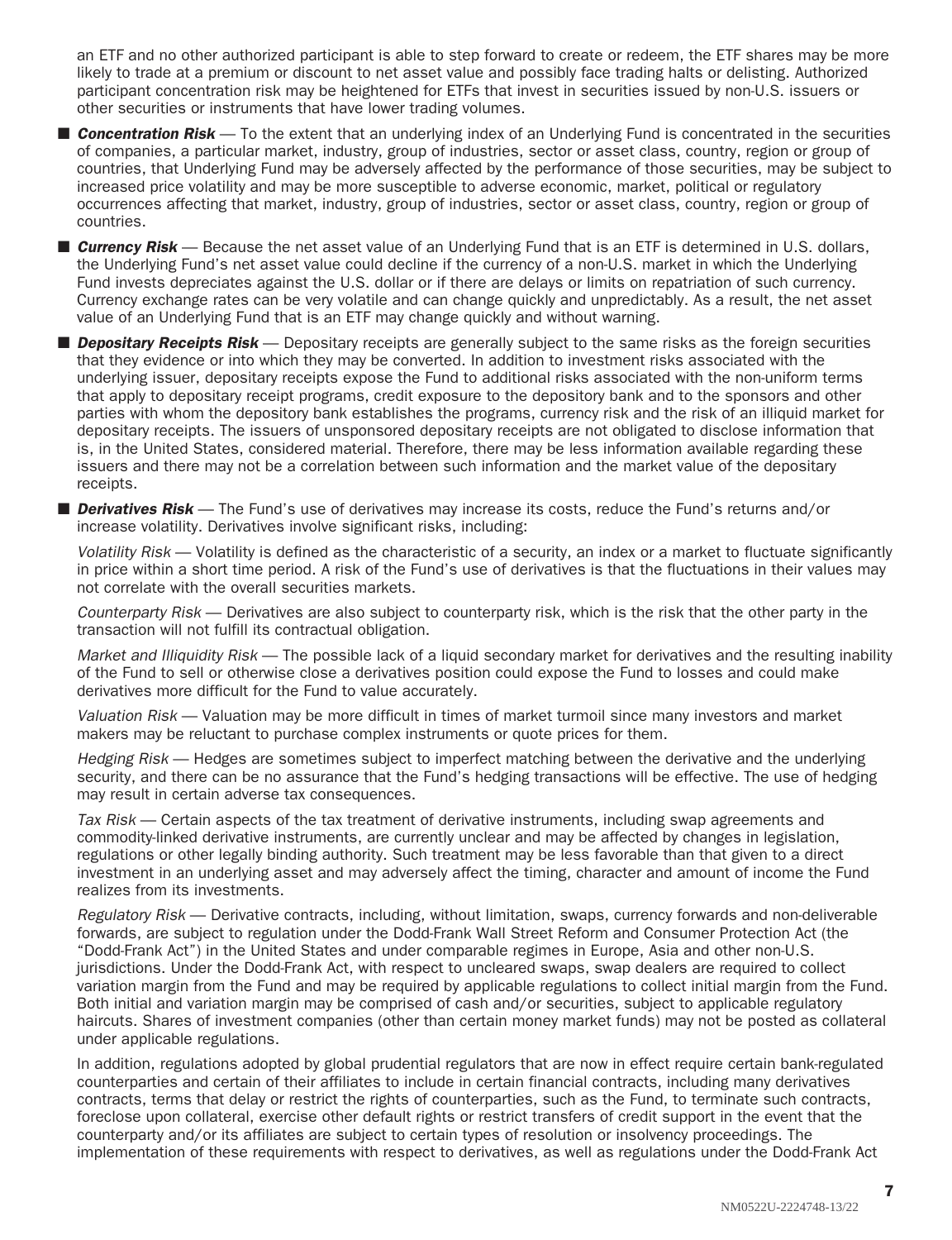an ETF and no other authorized participant is able to step forward to create or redeem, the ETF shares may be more likely to trade at a premium or discount to net asset value and possibly face trading halts or delisting. Authorized participant concentration risk may be heightened for ETFs that invest in securities issued by non-U.S. issuers or other securities or instruments that have lower trading volumes.

- ***Concentration Risk*** — To the extent that an underlying index of an Underlying Fund is concentrated in the securities of companies, a particular market, industry, group of industries, sector or asset class, country, region or group of countries, that Underlying Fund may be adversely affected by the performance of those securities, may be subject to increased price volatility and may be more susceptible to adverse economic, market, political or regulatory occurrences affecting that market, industry, group of industries, sector or asset class, country, region or group of countries.

- ***Currency Risk*** — Because the net asset value of an Underlying Fund that is an ETF is determined in U.S. dollars, the Underlying Fund's net asset value could decline if the currency of a non-U.S. market in which the Underlying Fund invests depreciates against the U.S. dollar or if there are delays or limits on repatriation of such currency. Currency exchange rates can be very volatile and can change quickly and unpredictably. As a result, the net asset value of an Underlying Fund that is an ETF may change quickly and without warning.

- ***Depositary Receipts Risk*** — Depositary receipts are generally subject to the same risks as the foreign securities that they evidence or into which they may be converted. In addition to investment risks associated with the underlying issuer, depositary receipts expose the Fund to additional risks associated with the non-uniform terms that apply to depositary receipt programs, credit exposure to the depository bank and to the sponsors and other parties with whom the depository bank establishes the programs, currency risk and the risk of an illiquid market for depositary receipts. The issuers of unsponsored depositary receipts are not obligated to disclose information that is, in the United States, considered material. Therefore, there may be less information available regarding these issuers and there may not be a correlation between such information and the market value of the depositary receipts.

- ***Derivatives Risk*** — The Fund's use of derivatives may increase its costs, reduce the Fund's returns and/or increase volatility. Derivatives involve significant risks, including:

  *Volatility Risk* — Volatility is defined as the characteristic of a security, an index or a market to fluctuate significantly in price within a short time period. A risk of the Fund's use of derivatives is that the fluctuations in their values may not correlate with the overall securities markets.

  *Counterparty Risk* — Derivatives are also subject to counterparty risk, which is the risk that the other party in the transaction will not fulfill its contractual obligation.

  *Market and Illiquidity Risk* — The possible lack of a liquid secondary market for derivatives and the resulting inability of the Fund to sell or otherwise close a derivatives position could expose the Fund to losses and could make derivatives more difficult for the Fund to value accurately.

  *Valuation Risk* — Valuation may be more difficult in times of market turmoil since many investors and market makers may be reluctant to purchase complex instruments or quote prices for them.

  *Hedging Risk* — Hedges are sometimes subject to imperfect matching between the derivative and the underlying security, and there can be no assurance that the Fund's hedging transactions will be effective. The use of hedging may result in certain adverse tax consequences.

  *Tax Risk* — Certain aspects of the tax treatment of derivative instruments, including swap agreements and commodity-linked derivative instruments, are currently unclear and may be affected by changes in legislation, regulations or other legally binding authority. Such treatment may be less favorable than that given to a direct investment in an underlying asset and may adversely affect the timing, character and amount of income the Fund realizes from its investments.

  *Regulatory Risk* — Derivative contracts, including, without limitation, swaps, currency forwards and non-deliverable forwards, are subject to regulation under the Dodd-Frank Wall Street Reform and Consumer Protection Act (the "Dodd-Frank Act") in the United States and under comparable regimes in Europe, Asia and other non-U.S. jurisdictions. Under the Dodd-Frank Act, with respect to uncleared swaps, swap dealers are required to collect variation margin from the Fund and may be required by applicable regulations to collect initial margin from the Fund. Both initial and variation margin may be comprised of cash and/or securities, subject to applicable regulatory haircuts. Shares of investment companies (other than certain money market funds) may not be posted as collateral under applicable regulations.

  In addition, regulations adopted by global prudential regulators that are now in effect require certain bank-regulated counterparties and certain of their affiliates to include in certain financial contracts, including many derivatives contracts, terms that delay or restrict the rights of counterparties, such as the Fund, to terminate such contracts, foreclose upon collateral, exercise other default rights or restrict transfers of credit support in the event that the counterparty and/or its affiliates are subject to certain types of resolution or insolvency proceedings. The implementation of these requirements with respect to derivatives, as well as regulations under the Dodd-Frank Act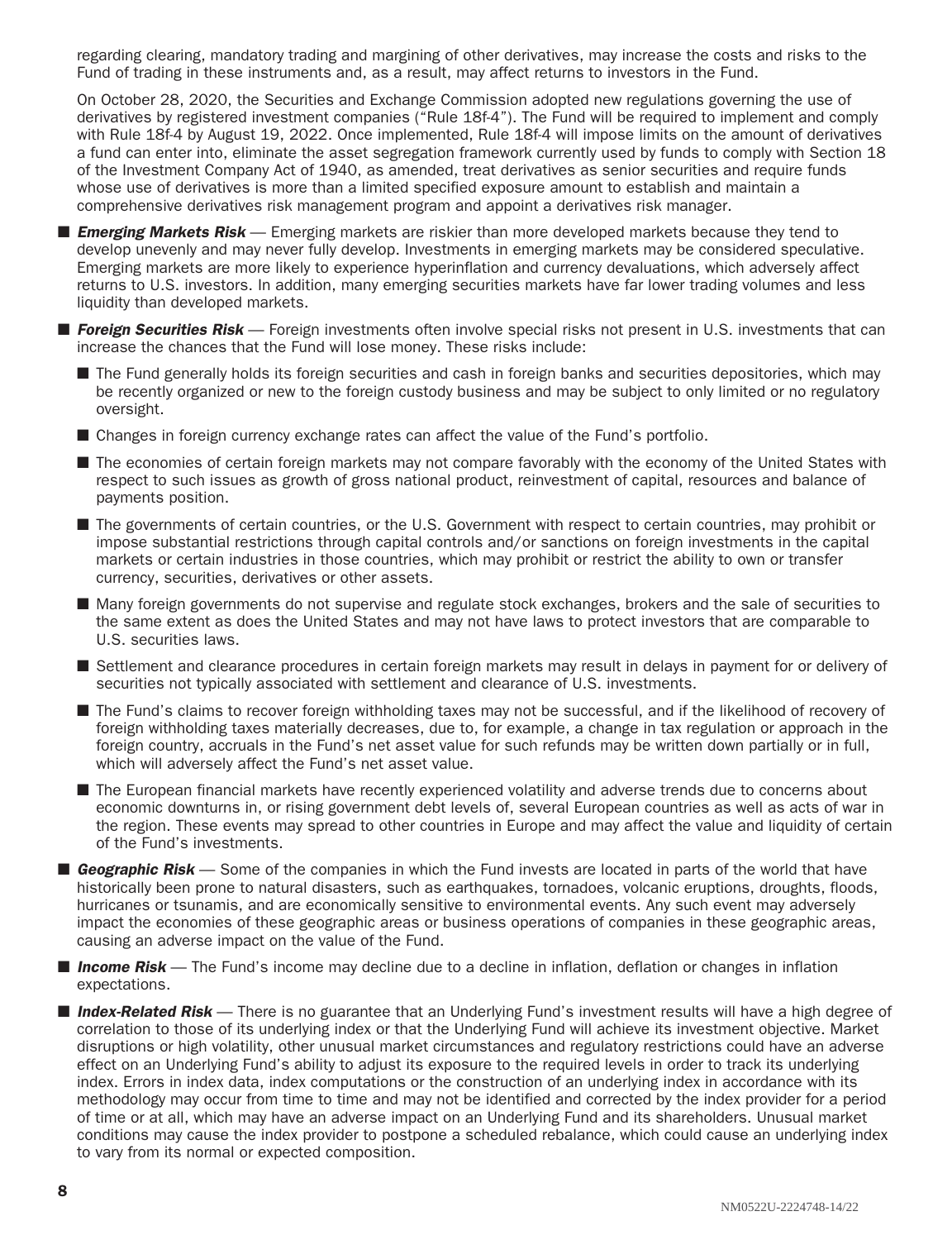regarding clearing, mandatory trading and margining of other derivatives, may increase the costs and risks to the Fund of trading in these instruments and, as a result, may affect returns to investors in the Fund.

On October 28, 2020, the Securities and Exchange Commission adopted new regulations governing the use of derivatives by registered investment companies ("Rule 18f-4"). The Fund will be required to implement and comply with Rule 18f-4 by August 19, 2022. Once implemented, Rule 18f-4 will impose limits on the amount of derivatives a fund can enter into, eliminate the asset segregation framework currently used by funds to comply with Section 18 of the Investment Company Act of 1940, as amended, treat derivatives as senior securities and require funds whose use of derivatives is more than a limited specified exposure amount to establish and maintain a comprehensive derivatives risk management program and appoint a derivatives risk manager.

- ***Emerging Markets Risk*** — Emerging markets are riskier than more developed markets because they tend to develop unevenly and may never fully develop. Investments in emerging markets may be considered speculative. Emerging markets are more likely to experience hyperinflation and currency devaluations, which adversely affect returns to U.S. investors. In addition, many emerging securities markets have far lower trading volumes and less liquidity than developed markets.
- ***Foreign Securities Risk*** — Foreign investments often involve special risks not present in U.S. investments that can increase the chances that the Fund will lose money. These risks include:
  - The Fund generally holds its foreign securities and cash in foreign banks and securities depositories, which may be recently organized or new to the foreign custody business and may be subject to only limited or no regulatory oversight.
  - Changes in foreign currency exchange rates can affect the value of the Fund's portfolio.
  - The economies of certain foreign markets may not compare favorably with the economy of the United States with respect to such issues as growth of gross national product, reinvestment of capital, resources and balance of payments position.
  - The governments of certain countries, or the U.S. Government with respect to certain countries, may prohibit or impose substantial restrictions through capital controls and/or sanctions on foreign investments in the capital markets or certain industries in those countries, which may prohibit or restrict the ability to own or transfer currency, securities, derivatives or other assets.
  - Many foreign governments do not supervise and regulate stock exchanges, brokers and the sale of securities to the same extent as does the United States and may not have laws to protect investors that are comparable to U.S. securities laws.
  - Settlement and clearance procedures in certain foreign markets may result in delays in payment for or delivery of securities not typically associated with settlement and clearance of U.S. investments.
  - The Fund's claims to recover foreign withholding taxes may not be successful, and if the likelihood of recovery of foreign withholding taxes materially decreases, due to, for example, a change in tax regulation or approach in the foreign country, accruals in the Fund's net asset value for such refunds may be written down partially or in full, which will adversely affect the Fund's net asset value.
  - The European financial markets have recently experienced volatility and adverse trends due to concerns about economic downturns in, or rising government debt levels of, several European countries as well as acts of war in the region. These events may spread to other countries in Europe and may affect the value and liquidity of certain of the Fund's investments.
- ***Geographic Risk*** — Some of the companies in which the Fund invests are located in parts of the world that have historically been prone to natural disasters, such as earthquakes, tornadoes, volcanic eruptions, droughts, floods, hurricanes or tsunamis, and are economically sensitive to environmental events. Any such event may adversely impact the economies of these geographic areas or business operations of companies in these geographic areas, causing an adverse impact on the value of the Fund.
- ***Income Risk*** — The Fund's income may decline due to a decline in inflation, deflation or changes in inflation expectations.
- ***Index-Related Risk*** — There is no guarantee that an Underlying Fund's investment results will have a high degree of correlation to those of its underlying index or that the Underlying Fund will achieve its investment objective. Market disruptions or high volatility, other unusual market circumstances and regulatory restrictions could have an adverse effect on an Underlying Fund's ability to adjust its exposure to the required levels in order to track its underlying index. Errors in index data, index computations or the construction of an underlying index in accordance with its methodology may occur from time to time and may not be identified and corrected by the index provider for a period of time or at all, which may have an adverse impact on an Underlying Fund and its shareholders. Unusual market conditions may cause the index provider to postpone a scheduled rebalance, which could cause an underlying index to vary from its normal or expected composition.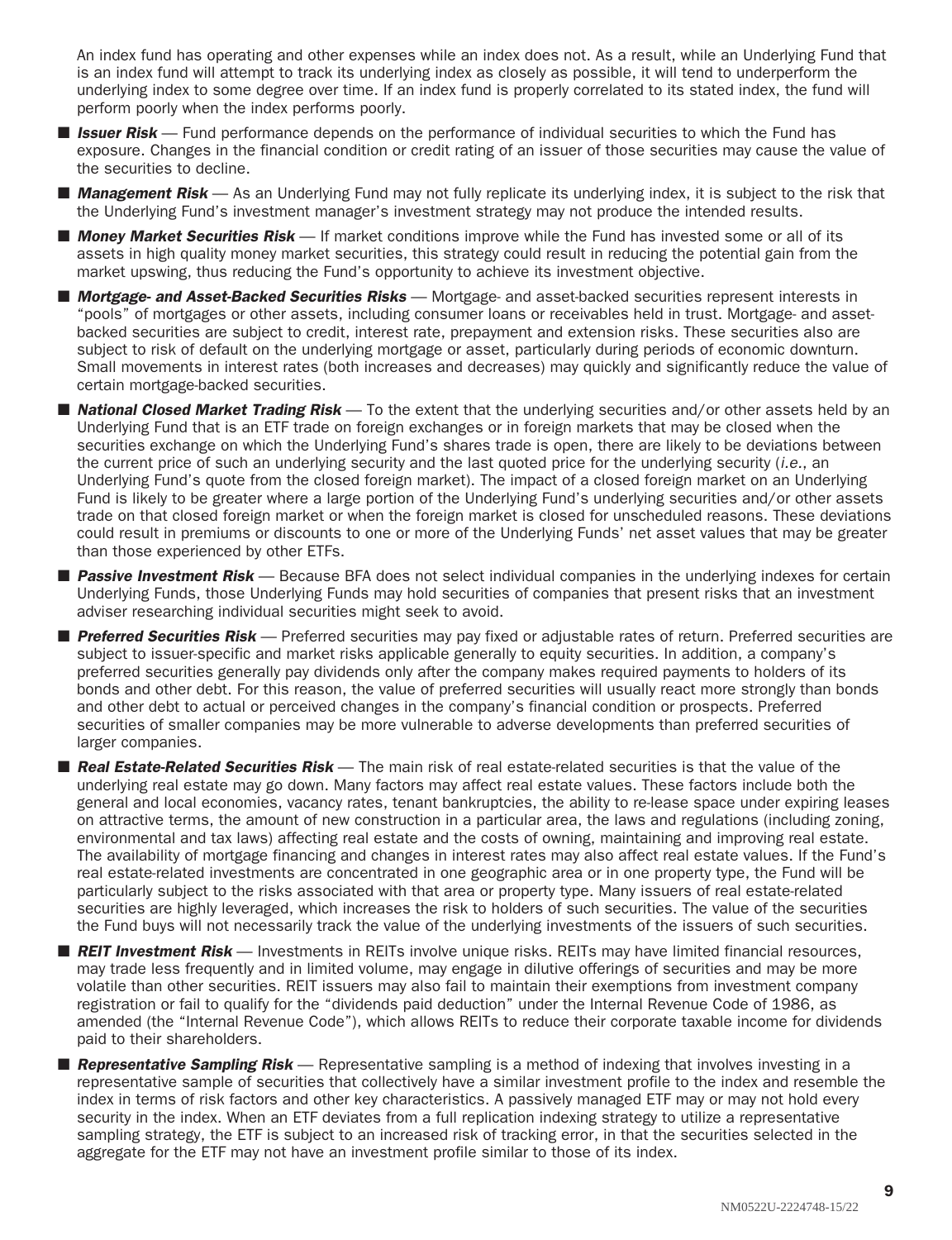An index fund has operating and other expenses while an index does not. As a result, while an Underlying Fund that is an index fund will attempt to track its underlying index as closely as possible, it will tend to underperform the underlying index to some degree over time. If an index fund is properly correlated to its stated index, the fund will perform poorly when the index performs poorly.

- ***Issuer Risk*** — Fund performance depends on the performance of individual securities to which the Fund has exposure. Changes in the financial condition or credit rating of an issuer of those securities may cause the value of the securities to decline.
- ***Management Risk*** — As an Underlying Fund may not fully replicate its underlying index, it is subject to the risk that the Underlying Fund's investment manager's investment strategy may not produce the intended results.
- ***Money Market Securities Risk*** — If market conditions improve while the Fund has invested some or all of its assets in high quality money market securities, this strategy could result in reducing the potential gain from the market upswing, thus reducing the Fund's opportunity to achieve its investment objective.
- ***Mortgage- and Asset-Backed Securities Risks*** — Mortgage- and asset-backed securities represent interests in "pools" of mortgages or other assets, including consumer loans or receivables held in trust. Mortgage- and asset-backed securities are subject to credit, interest rate, prepayment and extension risks. These securities also are subject to risk of default on the underlying mortgage or asset, particularly during periods of economic downturn. Small movements in interest rates (both increases and decreases) may quickly and significantly reduce the value of certain mortgage-backed securities.
- ***National Closed Market Trading Risk*** — To the extent that the underlying securities and/or other assets held by an Underlying Fund that is an ETF trade on foreign exchanges or in foreign markets that may be closed when the securities exchange on which the Underlying Fund's shares trade is open, there are likely to be deviations between the current price of such an underlying security and the last quoted price for the underlying security (*i.e.*, an Underlying Fund's quote from the closed foreign market). The impact of a closed foreign market on an Underlying Fund is likely to be greater where a large portion of the Underlying Fund's underlying securities and/or other assets trade on that closed foreign market or when the foreign market is closed for unscheduled reasons. These deviations could result in premiums or discounts to one or more of the Underlying Funds' net asset values that may be greater than those experienced by other ETFs.
- ***Passive Investment Risk*** — Because BFA does not select individual companies in the underlying indexes for certain Underlying Funds, those Underlying Funds may hold securities of companies that present risks that an investment adviser researching individual securities might seek to avoid.
- ***Preferred Securities Risk*** — Preferred securities may pay fixed or adjustable rates of return. Preferred securities are subject to issuer-specific and market risks applicable generally to equity securities. In addition, a company's preferred securities generally pay dividends only after the company makes required payments to holders of its bonds and other debt. For this reason, the value of preferred securities will usually react more strongly than bonds and other debt to actual or perceived changes in the company's financial condition or prospects. Preferred securities of smaller companies may be more vulnerable to adverse developments than preferred securities of larger companies.
- ***Real Estate-Related Securities Risk*** — The main risk of real estate-related securities is that the value of the underlying real estate may go down. Many factors may affect real estate values. These factors include both the general and local economies, vacancy rates, tenant bankruptcies, the ability to re-lease space under expiring leases on attractive terms, the amount of new construction in a particular area, the laws and regulations (including zoning, environmental and tax laws) affecting real estate and the costs of owning, maintaining and improving real estate. The availability of mortgage financing and changes in interest rates may also affect real estate values. If the Fund's real estate-related investments are concentrated in one geographic area or in one property type, the Fund will be particularly subject to the risks associated with that area or property type. Many issuers of real estate-related securities are highly leveraged, which increases the risk to holders of such securities. The value of the securities the Fund buys will not necessarily track the value of the underlying investments of the issuers of such securities.
- ***REIT Investment Risk*** — Investments in REITs involve unique risks. REITs may have limited financial resources, may trade less frequently and in limited volume, may engage in dilutive offerings of securities and may be more volatile than other securities. REIT issuers may also fail to maintain their exemptions from investment company registration or fail to qualify for the "dividends paid deduction" under the Internal Revenue Code of 1986, as amended (the "Internal Revenue Code"), which allows REITs to reduce their corporate taxable income for dividends paid to their shareholders.
- ***Representative Sampling Risk*** — Representative sampling is a method of indexing that involves investing in a representative sample of securities that collectively have a similar investment profile to the index and resemble the index in terms of risk factors and other key characteristics. A passively managed ETF may or may not hold every security in the index. When an ETF deviates from a full replication indexing strategy to utilize a representative sampling strategy, the ETF is subject to an increased risk of tracking error, in that the securities selected in the aggregate for the ETF may not have an investment profile similar to those of its index.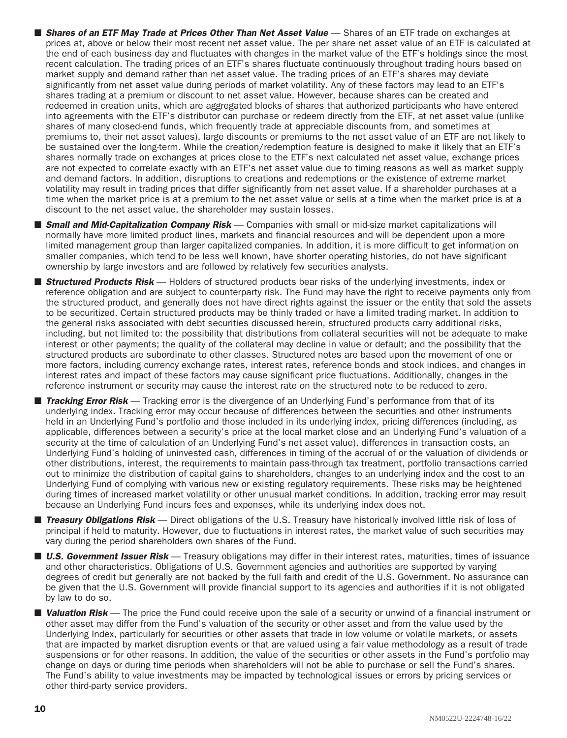- ***Shares of an ETF May Trade at Prices Other Than Net Asset Value*** — Shares of an ETF trade on exchanges at prices at, above or below their most recent net asset value. The per share net asset value of an ETF is calculated at the end of each business day and fluctuates with changes in the market value of the ETF's holdings since the most recent calculation. The trading prices of an ETF's shares fluctuate continuously throughout trading hours based on market supply and demand rather than net asset value. The trading prices of an ETF's shares may deviate significantly from net asset value during periods of market volatility. Any of these factors may lead to an ETF's shares trading at a premium or discount to net asset value. However, because shares can be created and redeemed in creation units, which are aggregated blocks of shares that authorized participants who have entered into agreements with the ETF's distributor can purchase or redeem directly from the ETF, at net asset value (unlike shares of many closed-end funds, which frequently trade at appreciable discounts from, and sometimes at premiums to, their net asset values), large discounts or premiums to the net asset value of an ETF are not likely to be sustained over the long-term. While the creation/redemption feature is designed to make it likely that an ETF's shares normally trade on exchanges at prices close to the ETF's next calculated net asset value, exchange prices are not expected to correlate exactly with an ETF's net asset value due to timing reasons as well as market supply and demand factors. In addition, disruptions to creations and redemptions or the existence of extreme market volatility may result in trading prices that differ significantly from net asset value. If a shareholder purchases at a time when the market price is at a premium to the net asset value or sells at a time when the market price is at a discount to the net asset value, the shareholder may sustain losses.
- ***Small and Mid-Capitalization Company Risk*** — Companies with small or mid-size market capitalizations will normally have more limited product lines, markets and financial resources and will be dependent upon a more limited management group than larger capitalized companies. In addition, it is more difficult to get information on smaller companies, which tend to be less well known, have shorter operating histories, do not have significant ownership by large investors and are followed by relatively few securities analysts.
- ***Structured Products Risk*** — Holders of structured products bear risks of the underlying investments, index or reference obligation and are subject to counterparty risk. The Fund may have the right to receive payments only from the structured product, and generally does not have direct rights against the issuer or the entity that sold the assets to be securitized. Certain structured products may be thinly traded or have a limited trading market. In addition to the general risks associated with debt securities discussed herein, structured products carry additional risks, including, but not limited to: the possibility that distributions from collateral securities will not be adequate to make interest or other payments; the quality of the collateral may decline in value or default; and the possibility that the structured products are subordinate to other classes. Structured notes are based upon the movement of one or more factors, including currency exchange rates, interest rates, reference bonds and stock indices, and changes in interest rates and impact of these factors may cause significant price fluctuations. Additionally, changes in the reference instrument or security may cause the interest rate on the structured note to be reduced to zero.
- ***Tracking Error Risk*** — Tracking error is the divergence of an Underlying Fund's performance from that of its underlying index. Tracking error may occur because of differences between the securities and other instruments held in an Underlying Fund's portfolio and those included in its underlying index, pricing differences (including, as applicable, differences between a security's price at the local market close and an Underlying Fund's valuation of a security at the time of calculation of an Underlying Fund's net asset value), differences in transaction costs, an Underlying Fund's holding of uninvested cash, differences in timing of the accrual of or the valuation of dividends or other distributions, interest, the requirements to maintain pass-through tax treatment, portfolio transactions carried out to minimize the distribution of capital gains to shareholders, changes to an underlying index and the cost to an Underlying Fund of complying with various new or existing regulatory requirements. These risks may be heightened during times of increased market volatility or other unusual market conditions. In addition, tracking error may result because an Underlying Fund incurs fees and expenses, while its underlying index does not.
- ***Treasury Obligations Risk*** — Direct obligations of the U.S. Treasury have historically involved little risk of loss of principal if held to maturity. However, due to fluctuations in interest rates, the market value of such securities may vary during the period shareholders own shares of the Fund.
- ***U.S. Government Issuer Risk*** — Treasury obligations may differ in their interest rates, maturities, times of issuance and other characteristics. Obligations of U.S. Government agencies and authorities are supported by varying degrees of credit but generally are not backed by the full faith and credit of the U.S. Government. No assurance can be given that the U.S. Government will provide financial support to its agencies and authorities if it is not obligated by law to do so.
- ***Valuation Risk*** — The price the Fund could receive upon the sale of a security or unwind of a financial instrument or other asset may differ from the Fund's valuation of the security or other asset and from the value used by the Underlying Index, particularly for securities or other assets that trade in low volume or volatile markets, or assets that are impacted by market disruption events or that are valued using a fair value methodology as a result of trade suspensions or for other reasons. In addition, the value of the securities or other assets in the Fund's portfolio may change on days or during time periods when shareholders will not be able to purchase or sell the Fund's shares. The Fund's ability to value investments may be impacted by technological issues or errors by pricing services or other third-party service providers.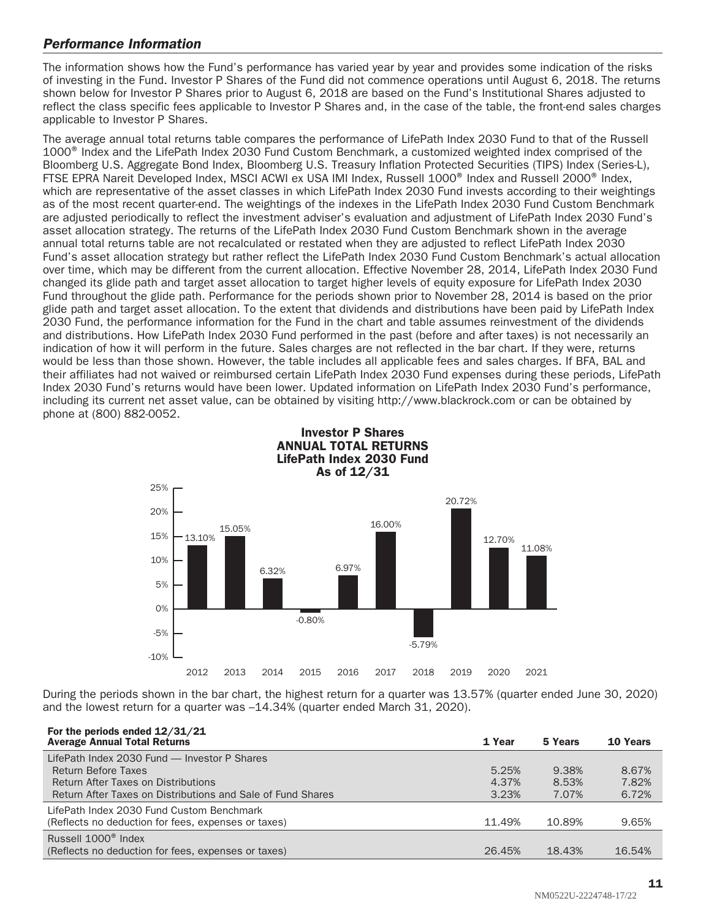## *Performance Information*

The information shows how the Fund's performance has varied year by year and provides some indication of the risks of investing in the Fund. Investor P Shares of the Fund did not commence operations until August 6, 2018. The returns shown below for Investor P Shares prior to August 6, 2018 are based on the Fund's Institutional Shares adjusted to reflect the class specific fees applicable to Investor P Shares and, in the case of the table, the front-end sales charges applicable to Investor P Shares.

The average annual total returns table compares the performance of LifePath Index 2030 Fund to that of the Russell 1000® Index and the LifePath Index 2030 Fund Custom Benchmark, a customized weighted index comprised of the Bloomberg U.S. Aggregate Bond Index, Bloomberg U.S. Treasury Inflation Protected Securities (TIPS) Index (Series-L), FTSE EPRA Nareit Developed Index, MSCI ACWI ex USA IMI Index, Russell 1000® Index and Russell 2000® Index, which are representative of the asset classes in which LifePath Index 2030 Fund invests according to their weightings as of the most recent quarter-end. The weightings of the indexes in the LifePath Index 2030 Fund Custom Benchmark are adjusted periodically to reflect the investment adviser's evaluation and adjustment of LifePath Index 2030 Fund's asset allocation strategy. The returns of the LifePath Index 2030 Fund Custom Benchmark shown in the average annual total returns table are not recalculated or restated when they are adjusted to reflect LifePath Index 2030 Fund's asset allocation strategy but rather reflect the LifePath Index 2030 Fund Custom Benchmark's actual allocation over time, which may be different from the current allocation. Effective November 28, 2014, LifePath Index 2030 Fund changed its glide path and target asset allocation to target higher levels of equity exposure for LifePath Index 2030 Fund throughout the glide path. Performance for the periods shown prior to November 28, 2014 is based on the prior glide path and target asset allocation. To the extent that dividends and distributions have been paid by LifePath Index 2030 Fund, the performance information for the Fund in the chart and table assumes reinvestment of the dividends and distributions. How LifePath Index 2030 Fund performed in the past (before and after taxes) is not necessarily an indication of how it will perform in the future. Sales charges are not reflected in the bar chart. If they were, returns would be less than those shown. However, the table includes all applicable fees and sales charges. If BFA, BAL and their affiliates had not waived or reimbursed certain LifePath Index 2030 Fund expenses during these periods, LifePath Index 2030 Fund's returns would have been lower. Updated information on LifePath Index 2030 Fund's performance, including its current net asset value, can be obtained by visiting http://www.blackrock.com or can be obtained by phone at (800) 882-0052.

**Investor P Shares**
**ANNUAL TOTAL RETURNS**
**LifePath Index 2030 Fund**
**As of 12/31**

| Year | Return |
|---|---|
| 2012 | 13.10% |
| 2013 | 15.05% |
| 2014 | 6.32% |
| 2015 | -0.80% |
| 2016 | 6.97% |
| 2017 | 16.00% |
| 2018 | -5.79% |
| 2019 | 20.72% |
| 2020 | 12.70% |
| 2021 | 11.08% |

During the periods shown in the bar chart, the highest return for a quarter was 13.57% (quarter ended June 30, 2020) and the lowest return for a quarter was –14.34% (quarter ended March 31, 2020).

| For the periods ended 12/31/21 **Average Annual Total Returns** | 1 Year | 5 Years | 10 Years |
|---|---|---|---|
| LifePath Index 2030 Fund — Investor P Shares | | | |
| Return Before Taxes | 5.25% | 9.38% | 8.67% |
| Return After Taxes on Distributions | 4.37% | 8.53% | 7.82% |
| Return After Taxes on Distributions and Sale of Fund Shares | 3.23% | 7.07% | 6.72% |
| LifePath Index 2030 Fund Custom Benchmark (Reflects no deduction for fees, expenses or taxes) | 11.49% | 10.89% | 9.65% |
| Russell 1000® Index (Reflects no deduction for fees, expenses or taxes) | 26.45% | 18.43% | 16.54% |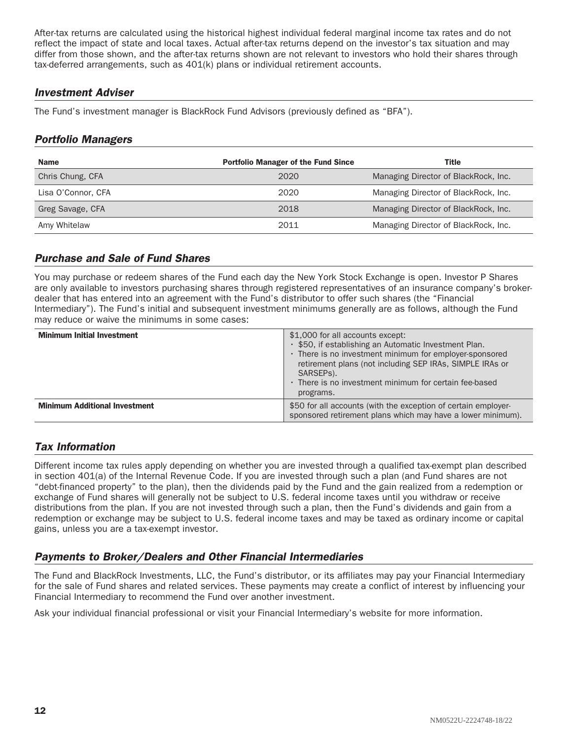After-tax returns are calculated using the historical highest individual federal marginal income tax rates and do not reflect the impact of state and local taxes. Actual after-tax returns depend on the investor's tax situation and may differ from those shown, and the after-tax returns shown are not relevant to investors who hold their shares through tax-deferred arrangements, such as 401(k) plans or individual retirement accounts.

## *Investment Adviser*

The Fund's investment manager is BlackRock Fund Advisors (previously defined as "BFA").

## *Portfolio Managers*

| Name | Portfolio Manager of the Fund Since | Title |
|---|---|---|
| Chris Chung, CFA | 2020 | Managing Director of BlackRock, Inc. |
| Lisa O'Connor, CFA | 2020 | Managing Director of BlackRock, Inc. |
| Greg Savage, CFA | 2018 | Managing Director of BlackRock, Inc. |
| Amy Whitelaw | 2011 | Managing Director of BlackRock, Inc. |

## *Purchase and Sale of Fund Shares*

You may purchase or redeem shares of the Fund each day the New York Stock Exchange is open. Investor P Shares are only available to investors purchasing shares through registered representatives of an insurance company's broker-dealer that has entered into an agreement with the Fund's distributor to offer such shares (the "Financial Intermediary"). The Fund's initial and subsequent investment minimums generally are as follows, although the Fund may reduce or waive the minimums in some cases:

| | |
|---|---|
| **Minimum Initial Investment** | \$1,000 for all accounts except:<br>• \$50, if establishing an Automatic Investment Plan.<br>• There is no investment minimum for employer-sponsored retirement plans (not including SEP IRAs, SIMPLE IRAs or SARSEPs).<br>• There is no investment minimum for certain fee-based programs. |
| **Minimum Additional Investment** | \$50 for all accounts (with the exception of certain employer-sponsored retirement plans which may have a lower minimum). |

## *Tax Information*

Different income tax rules apply depending on whether you are invested through a qualified tax-exempt plan described in section 401(a) of the Internal Revenue Code. If you are invested through such a plan (and Fund shares are not "debt-financed property" to the plan), then the dividends paid by the Fund and the gain realized from a redemption or exchange of Fund shares will generally not be subject to U.S. federal income taxes until you withdraw or receive distributions from the plan. If you are not invested through such a plan, then the Fund's dividends and gain from a redemption or exchange may be subject to U.S. federal income taxes and may be taxed as ordinary income or capital gains, unless you are a tax-exempt investor.

## *Payments to Broker/Dealers and Other Financial Intermediaries*

The Fund and BlackRock Investments, LLC, the Fund's distributor, or its affiliates may pay your Financial Intermediary for the sale of Fund shares and related services. These payments may create a conflict of interest by influencing your Financial Intermediary to recommend the Fund over another investment.

Ask your individual financial professional or visit your Financial Intermediary's website for more information.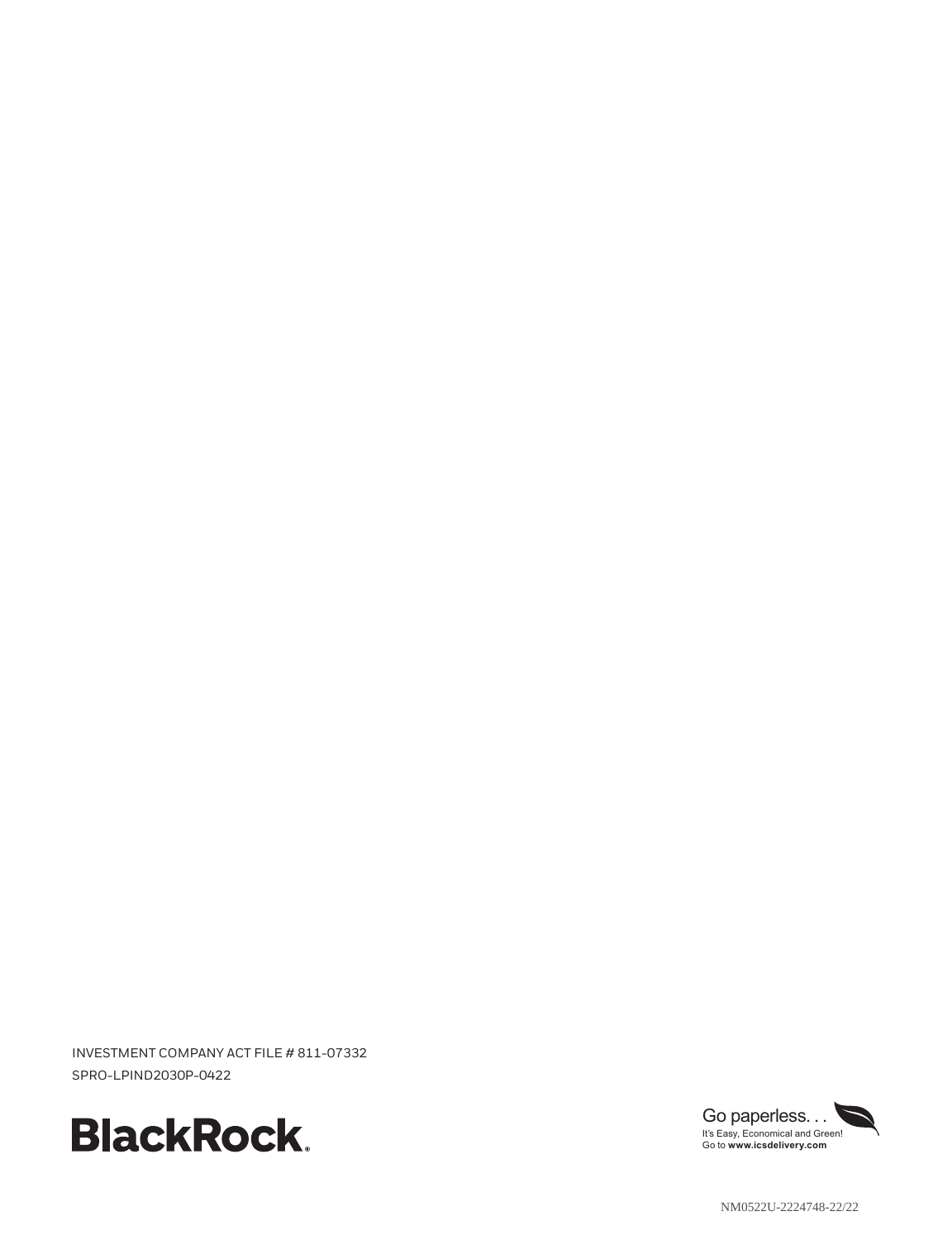INVESTMENT COMPANY ACT FILE # 811-07332

SPRO-LPIND2030P-0422

BlackRock®

Go paperless. . .
It's Easy, Economical and Green!
Go to **www.icsdelivery.com**

NM0522U-2224748-22/22